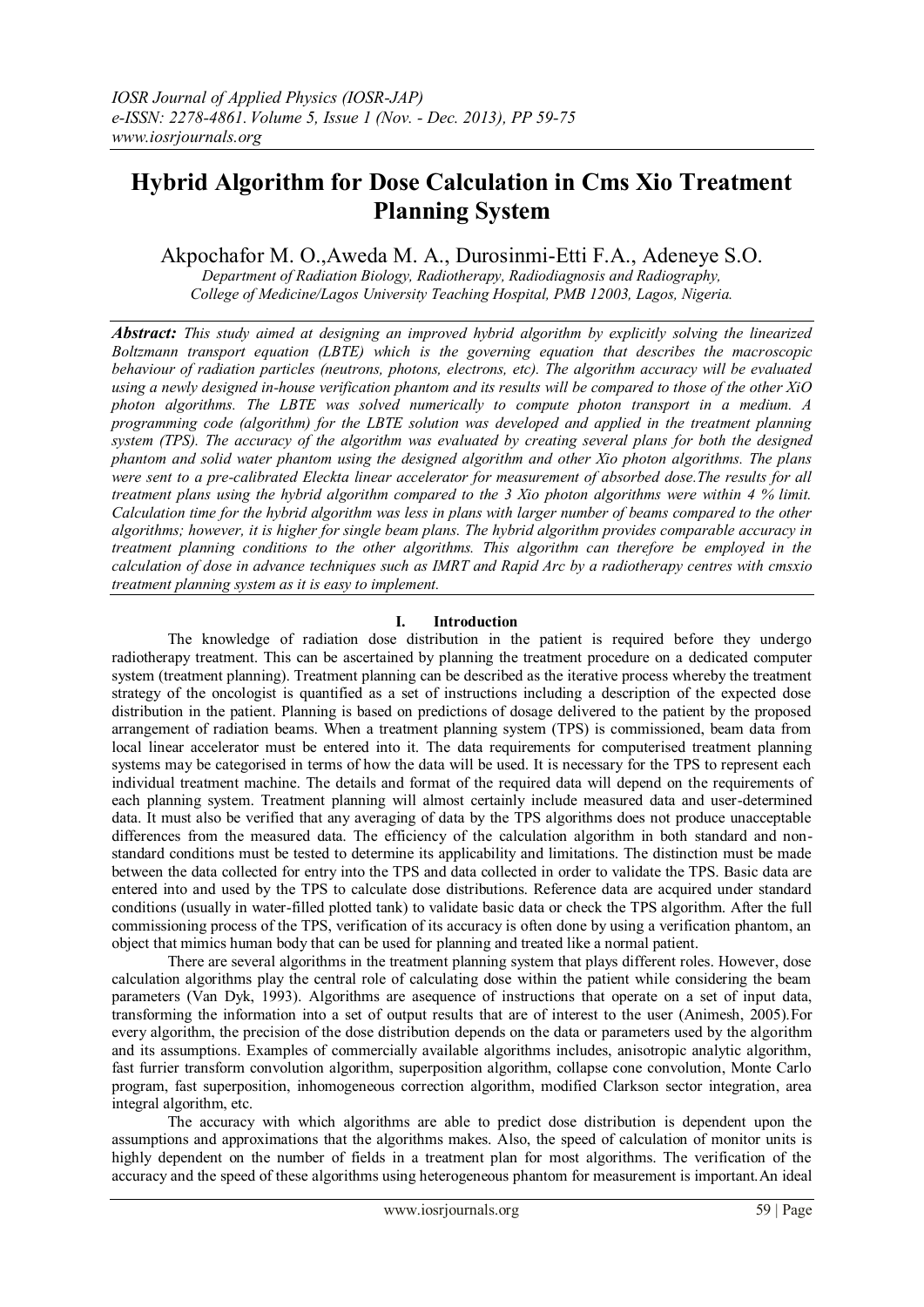# Hybrid Algorithm for Dose Calculation in Cms Xio Treatment Planning System

Akpochafor M. O.,Aweda M. A., Durosinmi-Etti F.A., Adeneye S.O.

*Department of Radiation Biology, Radiotherapy, Radiodiagnosis and Radiography, College of Medicine/Lagos University Teaching Hospital, PMB 12003, Lagos, Nigeria.*

***Abstract:*** *This study aimed at designing an improved hybrid algorithm by explicitly solving the linearized Boltzmann transport equation (LBTE) which is the governing equation that describes the macroscopic behaviour of radiation particles (neutrons, photons, electrons, etc). The algorithm accuracy will be evaluated using a newly designed in-house verification phantom and its results will be compared to those of the other XiO photon algorithms. The LBTE was solved numerically to compute photon transport in a medium. A programming code (algorithm) for the LBTE solution was developed and applied in the treatment planning system (TPS). The accuracy of the algorithm was evaluated by creating several plans for both the designed phantom and solid water phantom using the designed algorithm and other Xio photon algorithms. The plans were sent to a pre-calibrated Eleckta linear accelerator for measurement of absorbed dose.The results for all treatment plans using the hybrid algorithm compared to the 3 Xio photon algorithms were within 4 % limit. Calculation time for the hybrid algorithm was less in plans with larger number of beams compared to the other algorithms; however, it is higher for single beam plans. The hybrid algorithm provides comparable accuracy in treatment planning conditions to the other algorithms. This algorithm can therefore be employed in the calculation of dose in advance techniques such as IMRT and Rapid Arc by a radiotherapy centres with cmsxio treatment planning system as it is easy to implement.*

## I. Introduction

The knowledge of radiation dose distribution in the patient is required before they undergo radiotherapy treatment. This can be ascertained by planning the treatment procedure on a dedicated computer system (treatment planning). Treatment planning can be described as the iterative process whereby the treatment strategy of the oncologist is quantified as a set of instructions including a description of the expected dose distribution in the patient. Planning is based on predictions of dosage delivered to the patient by the proposed arrangement of radiation beams. When a treatment planning system (TPS) is commissioned, beam data from local linear accelerator must be entered into it. The data requirements for computerised treatment planning systems may be categorised in terms of how the data will be used. It is necessary for the TPS to represent each individual treatment machine. The details and format of the required data will depend on the requirements of each planning system. Treatment planning will almost certainly include measured data and user-determined data. It must also be verified that any averaging of data by the TPS algorithms does not produce unacceptable differences from the measured data. The efficiency of the calculation algorithm in both standard and non-standard conditions must be tested to determine its applicability and limitations. The distinction must be made between the data collected for entry into the TPS and data collected in order to validate the TPS. Basic data are entered into and used by the TPS to calculate dose distributions. Reference data are acquired under standard conditions (usually in water-filled plotted tank) to validate basic data or check the TPS algorithm. After the full commissioning process of the TPS, verification of its accuracy is often done by using a verification phantom, an object that mimics human body that can be used for planning and treated like a normal patient.

There are several algorithms in the treatment planning system that plays different roles. However, dose calculation algorithms play the central role of calculating dose within the patient while considering the beam parameters (Van Dyk, 1993). Algorithms are asequence of instructions that operate on a set of input data, transforming the information into a set of output results that are of interest to the user (Animesh, 2005).For every algorithm, the precision of the dose distribution depends on the data or parameters used by the algorithm and its assumptions. Examples of commercially available algorithms includes, anisotropic analytic algorithm, fast furrier transform convolution algorithm, superposition algorithm, collapse cone convolution, Monte Carlo program, fast superposition, inhomogeneous correction algorithm, modified Clarkson sector integration, area integral algorithm, etc.

The accuracy with which algorithms are able to predict dose distribution is dependent upon the assumptions and approximations that the algorithms makes. Also, the speed of calculation of monitor units is highly dependent on the number of fields in a treatment plan for most algorithms. The verification of the accuracy and the speed of these algorithms using heterogeneous phantom for measurement is important.An ideal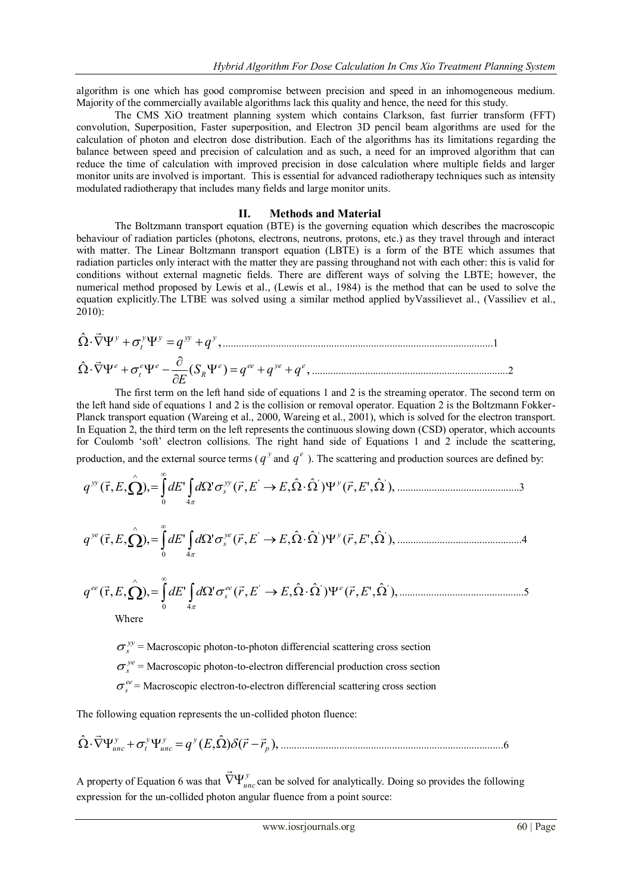algorithm is one which has good compromise between precision and speed in an inhomogeneous medium. Majority of the commercially available algorithms lack this quality and hence, the need for this study.

The CMS XiO treatment planning system which contains Clarkson, fast furrier transform (FFT) convolution, Superposition, Faster superposition, and Electron 3D pencil beam algorithms are used for the calculation of photon and electron dose distribution. Each of the algorithms has its limitations regarding the balance between speed and precision of calculation and as such, a need for an improved algorithm that can reduce the time of calculation with improved precision in dose calculation where multiple fields and larger monitor units are involved is important. This is essential for advanced radiotherapy techniques such as intensity modulated radiotherapy that includes many fields and large monitor units.

## II. Methods and Material

The Boltzmann transport equation (BTE) is the governing equation which describes the macroscopic behaviour of radiation particles (photons, electrons, neutrons, protons, etc.) as they travel through and interact with matter. The Linear Boltzmann transport equation (LBTE) is a form of the BTE which assumes that radiation particles only interact with the matter they are passing throughand not with each other: this is valid for conditions without external magnetic fields. There are different ways of solving the LBTE; however, the numerical method proposed by Lewis et al., (Lewis et al., 1984) is the method that can be used to solve the equation explicitly.The LTBE was solved using a similar method applied byVassilievet al., (Vassiliev et al., 2010):

$$\hat{\Omega}\cdot\vec{\nabla}\Psi^{y}+\sigma_{t}^{y}\Psi^{y}=q^{yy}+q^{y}, \quad (1)$$

$$\hat{\Omega}\cdot\vec{\nabla}\Psi^{e}+\sigma_{t}^{e}\Psi^{e}-\frac{\partial}{\partial E}(S_{R}\Psi^{e})=q^{ee}+q^{ye}+q^{e}, \quad (2)$$

The first term on the left hand side of equations 1 and 2 is the streaming operator. The second term on the left hand side of equations 1 and 2 is the collision or removal operator. Equation 2 is the Boltzmann Fokker-Planck transport equation (Wareing et al., 2000, Wareing et al., 2001), which is solved for the electron transport. In Equation 2, the third term on the left represents the continuous slowing down (CSD) operator, which accounts for Coulomb 'soft' electron collisions. The right hand side of Equations 1 and 2 include the scattering, production, and the external source terms ($q^{y}$ and $q^{e}$). The scattering and production sources are defined by:

$$q^{yy}(\vec{r},E,\hat{\Omega}),=\int_{0}^{\infty}dE'\int_{4\pi}d\Omega'\sigma_{s}^{yy}(\vec{r},E'\rightarrow E,\hat{\Omega}\cdot\hat{\Omega}')\Psi^{y}(\vec{r},E',\hat{\Omega}'), \quad (3)$$

$$q^{ye}(\vec{r},E,\hat{\Omega}),=\int_{0}^{\infty}dE'\int_{4\pi}d\Omega'\sigma_{s}^{ye}(\vec{r},E'\rightarrow E,\hat{\Omega}\cdot\hat{\Omega}')\Psi^{y}(\vec{r},E',\hat{\Omega}'), \quad (4)$$

$$q^{ee}(\vec{r},E,\hat{\Omega}),=\int_{0}^{\infty}dE'\int_{4\pi}d\Omega'\sigma_{s}^{ee}(\vec{r},E'\rightarrow E,\hat{\Omega}\cdot\hat{\Omega}')\Psi^{e}(\vec{r},E',\hat{\Omega}'), \quad (5)$$

Where

$\sigma_{s}^{yy}$ = Macroscopic photon-to-photon differencial scattering cross section

$\sigma_{s}^{ye}$ = Macroscopic photon-to-electron differencial production cross section

$\sigma_{s}^{ee}$ = Macroscopic electron-to-electron differencial scattering cross section

The following equation represents the un-collided photon fluence:

$$\hat{\Omega}\cdot\vec{\nabla}\Psi_{unc}^{y}+\sigma_{t}^{y}\Psi_{unc}^{y}=q^{y}(E,\hat{\Omega})\delta(\vec{r}-\vec{r}_{p}), \quad (6)$$

A property of Equation 6 was that $\vec{\nabla}\Psi_{unc}^{y}$ can be solved for analytically. Doing so provides the following expression for the un-collided photon angular fluence from a point source: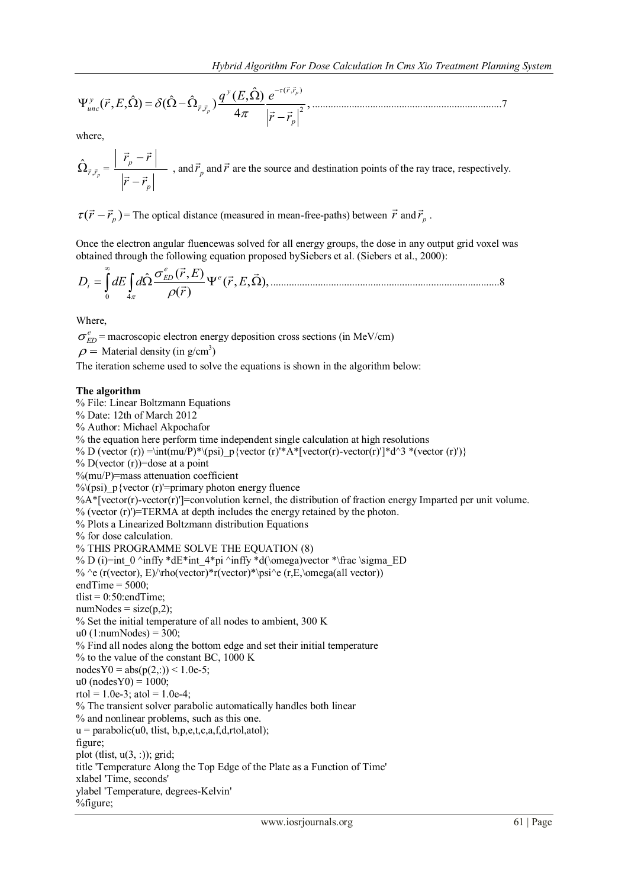$$\Psi^{y}_{unc}(\vec{r}, E, \hat{\Omega}) = \delta(\hat{\Omega} - \hat{\Omega}_{\vec{r},\vec{r}_p}) \frac{q^{y}(E, \hat{\Omega})}{4\pi} \frac{e^{-\tau(\vec{r},\vec{r}_p)}}{\left|\vec{r} - \vec{r}_p\right|^2}, \quad\text{.......................................................................7}$$

where,

$\hat{\Omega}_{\vec{r},\vec{r}_p} = \dfrac{\left| \vec{r}_p - \vec{r} \right|}{\left|\vec{r} - \vec{r}_p\right|}$ , and $\vec{r}_p$ and $\vec{r}$ are the source and destination points of the ray trace, respectively.

$\tau(\vec{r} - \vec{r}_p)$ = The optical distance (measured in mean-free-paths) between $\vec{r}$ and $\vec{r}_p$ .

Once the electron angular fluencewas solved for all energy groups, the dose in any output grid voxel was obtained through the following equation proposed bySiebers et al. (Siebers et al., 2000):

$$D_i = \int_0^{\infty} dE \int_{4\pi} d\hat{\Omega} \frac{\sigma^{e}_{ED}(\vec{r}, E)}{\rho(\vec{r})} \Psi^{e}(\vec{r}, E, \vec{\Omega}), \quad\text{.....................................................................................8}$$

Where,

$\sigma^{e}_{ED}$ = macroscopic electron energy deposition cross sections (in MeV/cm)

$\rho =$ Material density (in $g/cm^3$)

The iteration scheme used to solve the equations is shown in the algorithm below:

**The algorithm**

```
% File: Linear Boltzmann Equations
% Date: 12th of March 2012
% Author: Michael Akpochafor
% the equation here perform time independent single calculation at high resolutions
% D (vector (r)) =\int(mu/P)*\(psi)_p{vector (r)'*A*[vector(r)-vector(r)']*d^3 *(vector (r)')}
% D(vector (r))=dose at a point
%(mu/P)=mass attenuation coefficient
%\(psi)_p{vector (r)'=primary photon energy fluence
%A*[vector(r)-vector(r)']=convolution kernel, the distribution of fraction energy Imparted per unit volume.
% (vector (r)')=TERMA at depth includes the energy retained by the photon.
% Plots a Linearized Boltzmann distribution Equations
% for dose calculation.
% THIS PROGRAMME SOLVE THE EQUATION (8)
% D (i)=int_0 ^inffy *dE*int_4*pi ^inffy *d(\omega)vector *\frac \sigma_ED
% ^e (r(vector), E)/\rho(vector)*r(vector)*\psi^e (r,E,\omega(all vector))
endTime = 5000;
tlist = 0:50:endTime;
numNodes = size(p,2);
% Set the initial temperature of all nodes to ambient, 300 K
u0 (1:numNodes) = 300;
% Find all nodes along the bottom edge and set their initial temperature
% to the value of the constant BC, 1000 K
nodesY0 = abs(p(2,:)) < 1.0e-5;
u0 (nodesY0) = 1000;
rtol = 1.0e-3; atol = 1.0e-4;
% The transient solver parabolic automatically handles both linear
% and nonlinear problems, such as this one.
u = parabolic(u0, tlist, b,p,e,t,c,a,f,d,rtol,atol);
figure;
plot (tlist, u(3, :)); grid;
title 'Temperature Along the Top Edge of the Plate as a Function of Time'
xlabel 'Time, seconds'
ylabel 'Temperature, degrees-Kelvin'
%figure;
```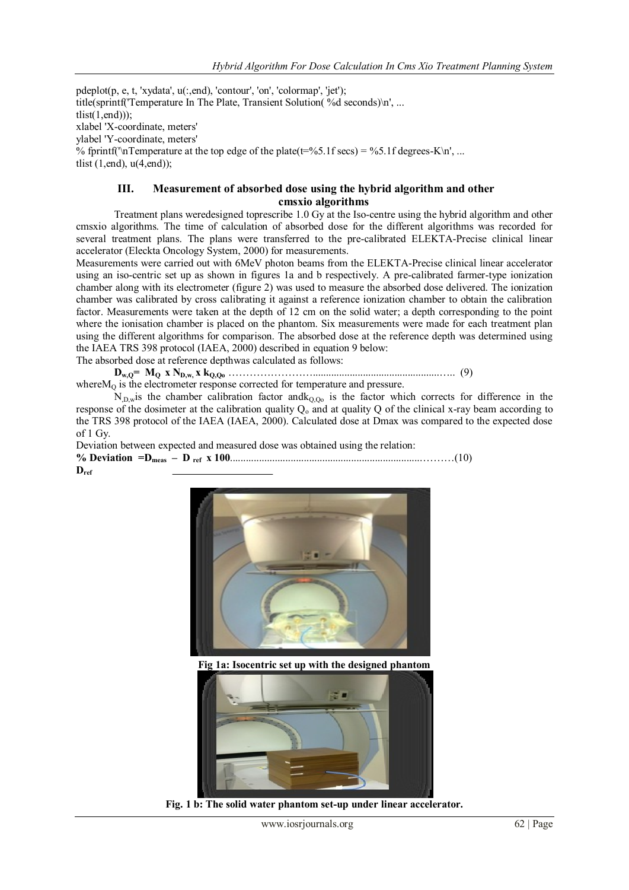```
pdeplot(p, e, t, 'xydata', u(:,end), 'contour', 'on', 'colormap', 'jet');
title(sprintf('Temperature In The Plate, Transient Solution( %d seconds)\n', ...
tlist(1,end)));
xlabel 'X-coordinate, meters'
ylabel 'Y-coordinate, meters'
% fprintf('\nTemperature at the top edge of the plate(t=%5.1f secs) = %5.1f degrees-K\n', ...
tlist (1,end), u(4,end));
```

## III. Measurement of absorbed dose using the hybrid algorithm and other cmsxio algorithms

Treatment plans weredesigned toprescribe 1.0 Gy at the Iso-centre using the hybrid algorithm and other cmsxio algorithms. The time of calculation of absorbed dose for the different algorithms was recorded for several treatment plans. The plans were transferred to the pre-calibrated ELEKTA-Precise clinical linear accelerator (Eleckta Oncology System, 2000) for measurements.

Measurements were carried out with 6MeV photon beams from the ELEKTA-Precise clinical linear accelerator using an iso-centric set up as shown in figures 1a and b respectively. A pre-calibrated farmer-type ionization chamber along with its electrometer (figure 2) was used to measure the absorbed dose delivered. The ionization chamber was calibrated by cross calibrating it against a reference ionization chamber to obtain the calibration factor. Measurements were taken at the depth of 12 cm on the solid water; a depth corresponding to the point where the ionisation chamber is placed on the phantom. Six measurements were made for each treatment plan using the different algorithms for comparison. The absorbed dose at the reference depth was determined using the IAEA TRS 398 protocol (IAEA, 2000) described in equation 9 below:

The absorbed dose at reference depthwas calculated as follows:

$$D_{w,Q} = M_Q \times N_{D,w,} \times k_{Q,Qo} \quad (9)$$

where$M_Q$ is the electrometer response corrected for temperature and pressure.

$N_{D,w}$is the chamber calibration factor and$k_{Q,Qo}$ is the factor which corrects for difference in the response of the dosimeter at the calibration quality $Q_o$ and at quality Q of the clinical x-ray beam according to the TRS 398 protocol of the IAEA (IAEA, 2000). Calculated dose at Dmax was compared to the expected dose of 1 Gy.

Deviation between expected and measured dose was obtained using the relation:

$$\% \text{ Deviation} = \frac{D_{meas} - D_{ref}}{D_{ref}} \times 100 \quad (10)$$

**Fig 1a: Isocentric set up with the designed phantom**

**Fig. 1 b: The solid water phantom set-up under linear accelerator.**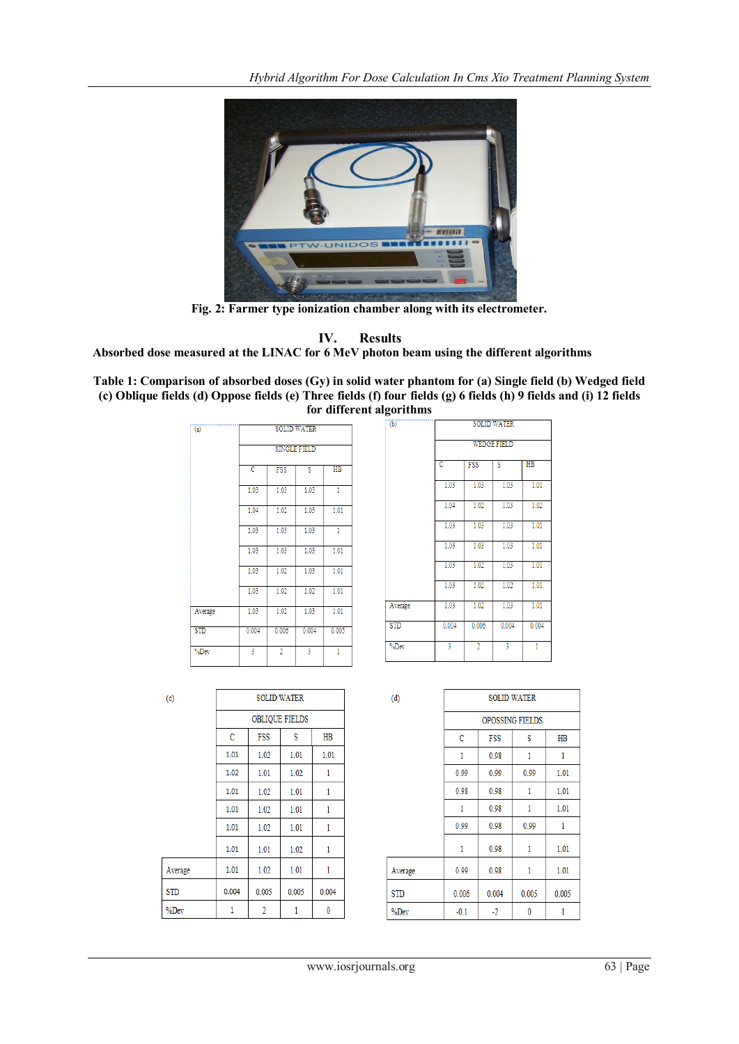Fig. 2: Farmer type ionization chamber along with its electrometer.

## IV. Results

**Absorbed dose measured at the LINAC for 6 MeV photon beam using the different algorithms**

**Table 1: Comparison of absorbed doses (Gy) in solid water phantom for (a) Single field (b) Wedged field (c) Oblique fields (d) Oppose fields (e) Three fields (f) four fields (g) 6 fields (h) 9 fields and (i) 12 fields for different algorithms**

| (a) | SOLID WATER | | | |
|---|---|---|---|---|
| | SINGLE FIELD | | | |
| | C | FSS | S | HB |
| | 1.03 | 1.03 | 1.03 | 1 |
| | 1.04 | 1.02 | 1.03 | 1.01 |
| | 1.03 | 1.03 | 1.03 | 1 |
| | 1.03 | 1.03 | 1.03 | 1.01 |
| | 1.03 | 1.02 | 1.03 | 1.01 |
| | 1.03 | 1.02 | 1.02 | 1.01 |
| Average | 1.03 | 1.02 | 1.03 | 1.01 |
| STD | 0.004 | 0.006 | 0.004 | 0.005 |
| %Dev | 3 | 2 | 3 | 1 |

| (b) | SOLID WATER | | | |
|---|---|---|---|---|
| | WEDGE FIELD | | | |
| | C | FSS | S | HB |
| | 1.03 | 1.03 | 1.03 | 1.01 |
| | 1.04 | 1.02 | 1.03 | 1.02 |
| | 1.03 | 1.03 | 1.03 | 1.01 |
| | 1.03 | 1.03 | 1.03 | 1.01 |
| | 1.03 | 1.02 | 1.03 | 1.01 |
| | 1.03 | 1.02 | 1.02 | 1.01 |
| Average | 1.03 | 1.02 | 1.03 | 1.01 |
| STD | 0.004 | 0.006 | 0.004 | 0.004 |
| %Dev | 3 | 2 | 3 | 1 |

| (c) | SOLID WATER | | | |
|---|---|---|---|---|
| | OBLIQUE FIELDS | | | |
| | C | FSS | S | HB |
| | 1.01 | 1.02 | 1.01 | 1.01 |
| | 1.02 | 1.01 | 1.02 | 1 |
| | 1.01 | 1.02 | 1.01 | 1 |
| | 1.01 | 1.02 | 1.01 | 1 |
| | 1.01 | 1.02 | 1.01 | 1 |
| | 1.01 | 1.01 | 1.02 | 1 |
| Average | 1.01 | 1.02 | 1.01 | 1 |
| STD | 0.004 | 0.005 | 0.005 | 0.004 |
| %Dev | 1 | 2 | 1 | 0 |

| (d) | SOLID WATER | | | |
|---|---|---|---|---|
| | OPOSSING FIELDS | | | |
| | C | FSS | S | HB |
| | 1 | 0.98 | 1 | 1 |
| | 0.99 | 0.99 | 0.99 | 1.01 |
| | 0.98 | 0.98 | 1 | 1.01 |
| | 1 | 0.98 | 1 | 1.01 |
| | 0.99 | 0.98 | 0.99 | 1 |
| | 1 | 0.98 | 1 | 1.01 |
| Average | 0.99 | 0.98 | 1 | 1.01 |
| STD | 0.006 | 0.004 | 0.005 | 0.005 |
| %Dev | -0.1 | -2 | 0 | 1 |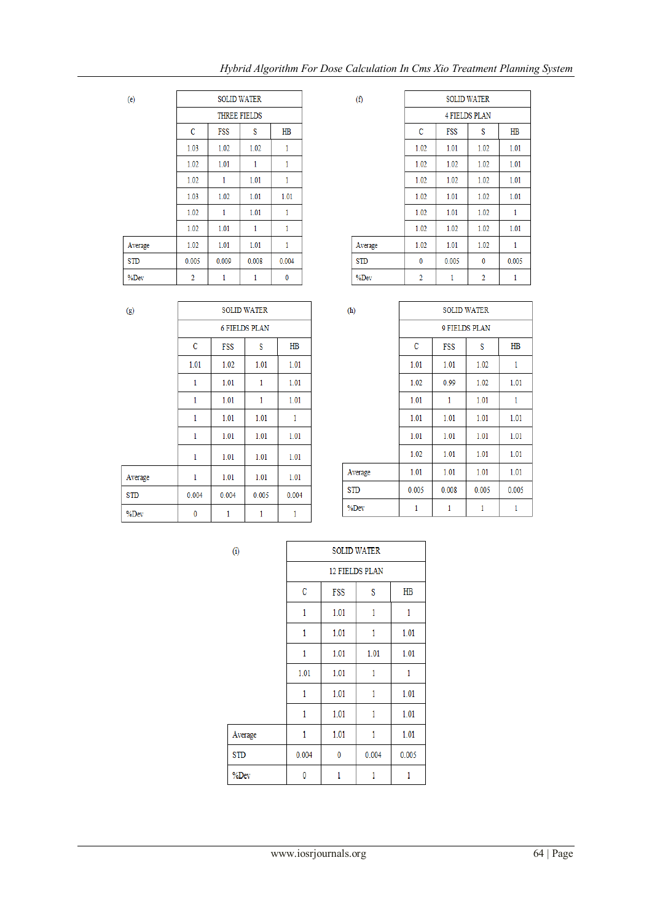(e)

| | SOLID WATER | | | |
|---|---|---|---|---|
| | THREE FIELDS | | | |
| | C | FSS | S | HB |
| | 1.03 | 1.02 | 1.02 | 1 |
| | 1.02 | 1.01 | 1 | 1 |
| | 1.02 | 1 | 1.01 | 1 |
| | 1.03 | 1.02 | 1.01 | 1.01 |
| | 1.02 | 1 | 1.01 | 1 |
| | 1.02 | 1.01 | 1 | 1 |
| Average | 1.02 | 1.01 | 1.01 | 1 |
| STD | 0.005 | 0.009 | 0.008 | 0.004 |
| %Dev | 2 | 1 | 1 | 0 |

(f)

| | SOLID WATER | | | |
|---|---|---|---|---|
| | 4 FIELDS PLAN | | | |
| | C | FSS | S | HB |
| | 1.02 | 1.01 | 1.02 | 1.01 |
| | 1.02 | 1.02 | 1.02 | 1.01 |
| | 1.02 | 1.02 | 1.02 | 1.01 |
| | 1.02 | 1.01 | 1.02 | 1.01 |
| | 1.02 | 1.01 | 1.02 | 1 |
| | 1.02 | 1.02 | 1.02 | 1.01 |
| Average | 1.02 | 1.01 | 1.02 | 1 |
| STD | 0 | 0.005 | 0 | 0.005 |
| %Dev | 2 | 1 | 2 | 1 |

(g)

| | SOLID WATER | | | |
|---|---|---|---|---|
| | 6 FIELDS PLAN | | | |
| | C | FSS | S | HB |
| | 1.01 | 1.02 | 1.01 | 1.01 |
| | 1 | 1.01 | 1 | 1.01 |
| | 1 | 1.01 | 1 | 1.01 |
| | 1 | 1.01 | 1.01 | 1 |
| | 1 | 1.01 | 1.01 | 1.01 |
| | 1 | 1.01 | 1.01 | 1.01 |
| Average | 1 | 1.01 | 1.01 | 1.01 |
| STD | 0.004 | 0.004 | 0.005 | 0.004 |
| %Dev | 0 | 1 | 1 | 1 |

(h)

| | SOLID WATER | | | |
|---|---|---|---|---|
| | 9 FIELDS PLAN | | | |
| | C | FSS | S | HB |
| | 1.01 | 1.01 | 1.02 | 1 |
| | 1.02 | 0.99 | 1.02 | 1.01 |
| | 1.01 | 1 | 1.01 | 1 |
| | 1.01 | 1.01 | 1.01 | 1.01 |
| | 1.01 | 1.01 | 1.01 | 1.01 |
| | 1.02 | 1.01 | 1.01 | 1.01 |
| Average | 1.01 | 1.01 | 1.01 | 1.01 |
| STD | 0.005 | 0.008 | 0.005 | 0.005 |
| %Dev | 1 | 1 | 1 | 1 |

(i)

| | SOLID WATER | | | |
|---|---|---|---|---|
| | 12 FIELDS PLAN | | | |
| | C | FSS | S | HB |
| | 1 | 1.01 | 1 | 1 |
| | 1 | 1.01 | 1 | 1.01 |
| | 1 | 1.01 | 1.01 | 1.01 |
| | 1.01 | 1.01 | 1 | 1 |
| | 1 | 1.01 | 1 | 1.01 |
| | 1 | 1.01 | 1 | 1.01 |
| Average | 1 | 1.01 | 1 | 1.01 |
| STD | 0.004 | 0 | 0.004 | 0.005 |
| %Dev | 0 | 1 | 1 | 1 |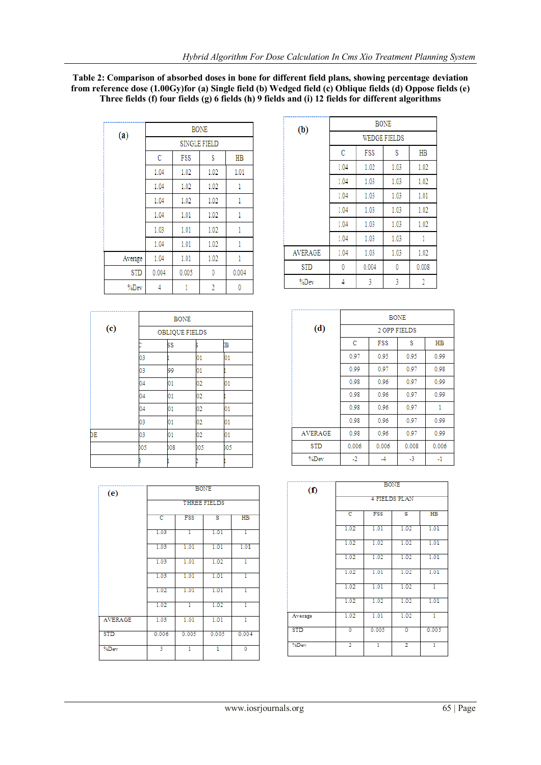**Table 2: Comparison of absorbed doses in bone for different field plans, showing percentage deviation from reference dose (1.00Gy)for (a) Single field (b) Wedged field (c) Oblique fields (d) Oppose fields (e) Three fields (f) four fields (g) 6 fields (h) 9 fields and (i) 12 fields for different algorithms**

**(a)**

| | BONE | | | |
|---|---|---|---|---|
| | SINGLE FIELD | | | |
| | C | FSS | S | HB |
| | 1.04 | 1.02 | 1.02 | 1.01 |
| | 1.04 | 1.02 | 1.02 | 1 |
| | 1.04 | 1.02 | 1.02 | 1 |
| | 1.04 | 1.01 | 1.02 | 1 |
| | 1.03 | 1.01 | 1.02 | 1 |
| | 1.04 | 1.01 | 1.02 | 1 |
| Average | 1.04 | 1.01 | 1.02 | 1 |
| STD | 0.004 | 0.005 | 0 | 0.004 |
| %Dev | 4 | 1 | 2 | 0 |

**(b)**

| | BONE | | | |
|---|---|---|---|---|
| | WEDGE FIELDS | | | |
| | C | FSS | S | HB |
| | 1.04 | 1.02 | 1.03 | 1.02 |
| | 1.04 | 1.03 | 1.03 | 1.02 |
| | 1.04 | 1.03 | 1.03 | 1.01 |
| | 1.04 | 1.03 | 1.03 | 1.02 |
| | 1.04 | 1.03 | 1.03 | 1.02 |
| | 1.04 | 1.03 | 1.03 | 1 |
| AVERAGE | 1.04 | 1.03 | 1.03 | 1.02 |
| STD | 0 | 0.004 | 0 | 0.008 |
| %Dev | 4 | 3 | 3 | 2 |

**(c)**

| | BONE | | | |
|---|---|---|---|---|
| | OBLIQUE FIELDS | | | |
| | C | SS | S | B |
| | 03 | 1 | 01 | 01 |
| | 03 | 99 | 01 | 1 |
| | 04 | 01 | 02 | 01 |
| | 04 | 01 | 02 | 1 |
| | 04 | 01 | 02 | 01 |
| | 03 | 01 | 02 | 01 |
| GE | 03 | 01 | 02 | 01 |
| | 005 | 008 | 005 | 005 |
| | 3 | 1 | 2 | 1 |

**(d)**

| | BONE | | | |
|---|---|---|---|---|
| | 2 OPP FIELDS | | | |
| | C | FSS | S | HB |
| | 0.97 | 0.95 | 0.95 | 0.99 |
| | 0.99 | 0.97 | 0.97 | 0.98 |
| | 0.98 | 0.96 | 0.97 | 0.99 |
| | 0.98 | 0.96 | 0.97 | 0.99 |
| | 0.98 | 0.96 | 0.97 | 1 |
| | 0.98 | 0.96 | 0.97 | 0.99 |
| AVERAGE | 0.98 | 0.96 | 0.97 | 0.99 |
| STD | 0.006 | 0.006 | 0.008 | 0.006 |
| %Dev | -2 | -4 | -3 | -1 |

**(e)**

| | BONE | | | |
|---|---|---|---|---|
| | THREE FIELDS | | | |
| | C | FSS | S | HB |
| | 1.03 | 1 | 1.01 | 1 |
| | 1.03 | 1.01 | 1.01 | 1.01 |
| | 1.03 | 1.01 | 1.02 | 1 |
| | 1.03 | 1.01 | 1.01 | 1 |
| | 1.02 | 1.01 | 1.01 | 1 |
| | 1.02 | 1 | 1.02 | 1 |
| AVERAGE | 1.03 | 1.01 | 1.01 | 1 |
| STD | 0.006 | 0.005 | 0.005 | 0.004 |
| %Dev | 3 | 1 | 1 | 0 |

**(f)**

| | BONE | | | |
|---|---|---|---|---|
| | 4 FIELDS PLAN | | | |
| | C | FSS | S | HB |
| | 1.02 | 1.01 | 1.02 | 1.01 |
| | 1.02 | 1.02 | 1.02 | 1.01 |
| | 1.02 | 1.02 | 1.02 | 1.01 |
| | 1.02 | 1.01 | 1.02 | 1.01 |
| | 1.02 | 1.01 | 1.02 | 1 |
| | 1.02 | 1.02 | 1.02 | 1.01 |
| Average | 1.02 | 1.01 | 1.02 | 1 |
| STD | 0 | 0.005 | 0 | 0.005 |
| %Dev | 2 | 1 | 2 | 1 |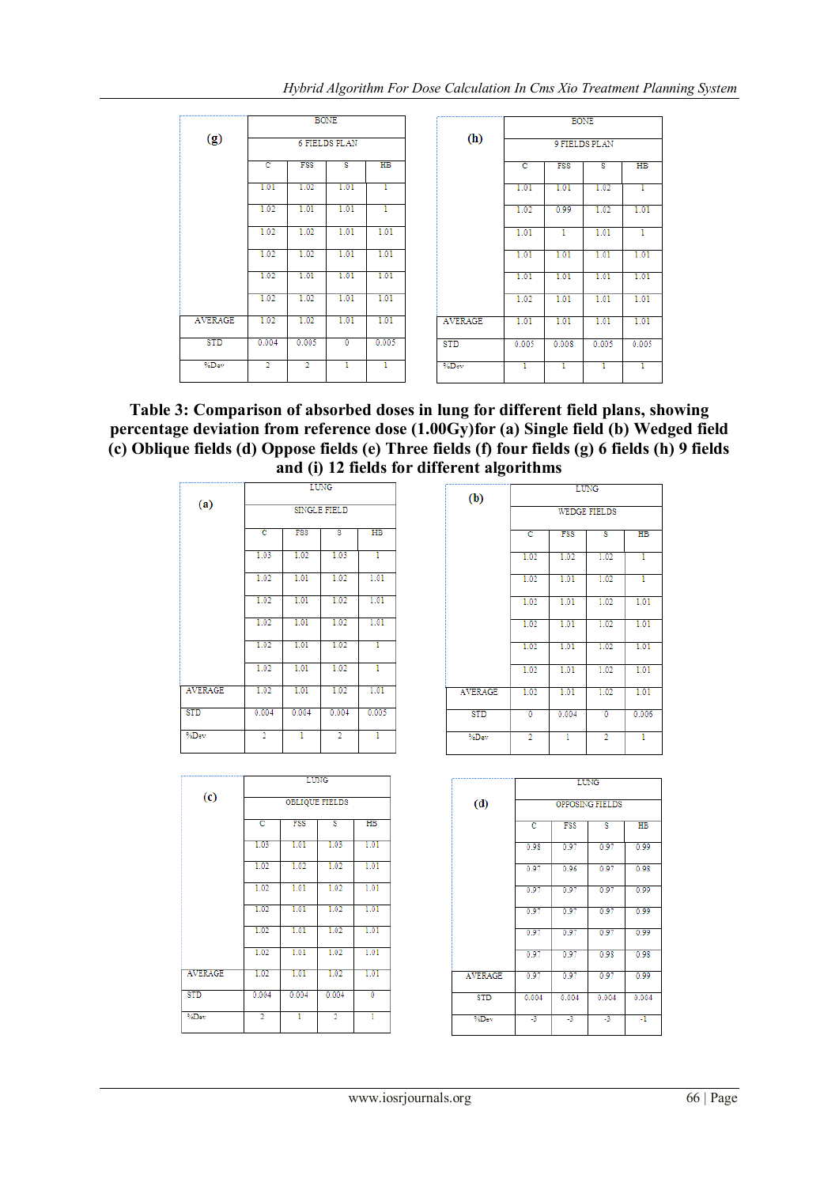(g)

| | BONE | | | |
|---|---|---|---|---|
| | 6 FIELDS PLAN | | | |
| | C | FSS | S | HB |
| | 1.01 | 1.02 | 1.01 | 1 |
| | 1.02 | 1.01 | 1.01 | 1 |
| | 1.02 | 1.02 | 1.01 | 1.01 |
| | 1.02 | 1.02 | 1.01 | 1.01 |
| | 1.02 | 1.01 | 1.01 | 1.01 |
| | 1.02 | 1.02 | 1.01 | 1.01 |
| AVERAGE | 1.02 | 1.02 | 1.01 | 1.01 |
| STD | 0.004 | 0.005 | 0 | 0.005 |
| %Dev | 2 | 2 | 1 | 1 |

(h)

| | BONE | | | |
|---|---|---|---|---|
| | 9 FIELDS PLAN | | | |
| | C | FSS | S | HB |
| | 1.01 | 1.01 | 1.02 | 1 |
| | 1.02 | 0.99 | 1.02 | 1.01 |
| | 1.01 | 1 | 1.01 | 1 |
| | 1.01 | 1.01 | 1.01 | 1.01 |
| | 1.01 | 1.01 | 1.01 | 1.01 |
| | 1.02 | 1.01 | 1.01 | 1.01 |
| AVERAGE | 1.01 | 1.01 | 1.01 | 1.01 |
| STD | 0.005 | 0.008 | 0.005 | 0.005 |
| %Dev | 1 | 1 | 1 | 1 |

**Table 3: Comparison of absorbed doses in lung for different field plans, showing percentage deviation from reference dose (1.00Gy)for (a) Single field (b) Wedged field (c) Oblique fields (d) Oppose fields (e) Three fields (f) four fields (g) 6 fields (h) 9 fields and (i) 12 fields for different algorithms**

(a)

| | LUNG | | | |
|---|---|---|---|---|
| | SINGLE FIELD | | | |
| | C | FSS | S | HB |
| | 1.03 | 1.02 | 1.03 | 1 |
| | 1.02 | 1.01 | 1.02 | 1.01 |
| | 1.02 | 1.01 | 1.02 | 1.01 |
| | 1.02 | 1.01 | 1.02 | 1.01 |
| | 1.02 | 1.01 | 1.02 | 1 |
| | 1.02 | 1.01 | 1.02 | 1 |
| AVERAGE | 1.02 | 1.01 | 1.02 | 1.01 |
| STD | 0.004 | 0.004 | 0.004 | 0.005 |
| %Dev | 2 | 1 | 2 | 1 |

(b)

| | LUNG | | | |
|---|---|---|---|---|
| | WEDGE FIELDS | | | |
| | C | FSS | S | HB |
| | 1.02 | 1.02 | 1.02 | 1 |
| | 1.02 | 1.01 | 1.02 | 1 |
| | 1.02 | 1.01 | 1.02 | 1.01 |
| | 1.02 | 1.01 | 1.02 | 1.01 |
| | 1.02 | 1.01 | 1.02 | 1.01 |
| | 1.02 | 1.01 | 1.02 | 1.01 |
| AVERAGE | 1.02 | 1.01 | 1.02 | 1.01 |
| STD | 0 | 0.004 | 0 | 0.006 |
| %Dev | 2 | 1 | 2 | 1 |

(c)

| | LUNG | | | |
|---|---|---|---|---|
| | OBLIQUE FIELDS | | | |
| | C | FSS | S | HB |
| | 1.03 | 1.01 | 1.03 | 1.01 |
| | 1.02 | 1.02 | 1.02 | 1.01 |
| | 1.02 | 1.01 | 1.02 | 1.01 |
| | 1.02 | 1.01 | 1.02 | 1.01 |
| | 1.02 | 1.01 | 1.02 | 1.01 |
| | 1.02 | 1.01 | 1.02 | 1.01 |
| AVERAGE | 1.02 | 1.01 | 1.02 | 1.01 |
| STD | 0.004 | 0.004 | 0.004 | 0 |
| %Dev | 2 | 1 | 2 | 1 |

(d)

| | LUNG | | | |
|---|---|---|---|---|
| | OPPOSING FIELDS | | | |
| | C | FSS | S | HB |
| | 0.98 | 0.97 | 0.97 | 0.99 |
| | 0.97 | 0.96 | 0.97 | 0.98 |
| | 0.97 | 0.97 | 0.97 | 0.99 |
| | 0.97 | 0.97 | 0.97 | 0.99 |
| | 0.97 | 0.97 | 0.97 | 0.99 |
| | 0.97 | 0.97 | 0.98 | 0.98 |
| AVERAGE | 0.97 | 0.97 | 0.97 | 0.99 |
| STD | 0.004 | 0.004 | 0.004 | 0.004 |
| %Dev | -3 | -3 | -3 | -1 |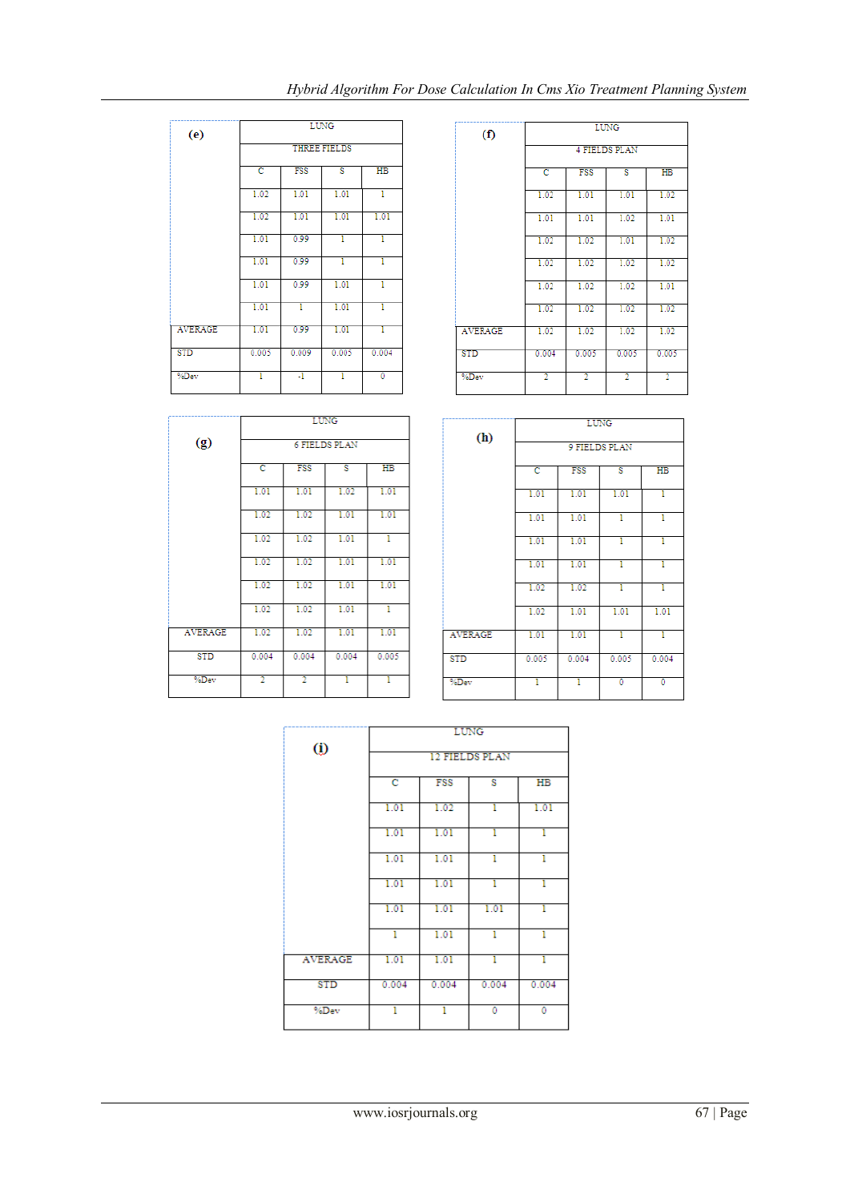**(e)**

| | LUNG | | | |
|---|---|---|---|---|
| | THREE FIELDS | | | |
| | C | FSS | S | HB |
| | 1.02 | 1.01 | 1.01 | 1 |
| | 1.02 | 1.01 | 1.01 | 1.01 |
| | 1.01 | 0.99 | 1 | 1 |
| | 1.01 | 0.99 | 1 | 1 |
| | 1.01 | 0.99 | 1.01 | 1 |
| | 1.01 | 1 | 1.01 | 1 |
| AVERAGE | 1.01 | 0.99 | 1.01 | 1 |
| STD | 0.005 | 0.009 | 0.005 | 0.004 |
| %Dev | 1 | -1 | 1 | 0 |

**(f)**

| | LUNG | | | |
|---|---|---|---|---|
| | 4 FIELDS PLAN | | | |
| | C | FSS | S | HB |
| | 1.02 | 1.01 | 1.01 | 1.02 |
| | 1.01 | 1.01 | 1.02 | 1.01 |
| | 1.02 | 1.02 | 1.01 | 1.02 |
| | 1.02 | 1.02 | 1.02 | 1.02 |
| | 1.02 | 1.02 | 1.02 | 1.01 |
| | 1.02 | 1.02 | 1.02 | 1.02 |
| AVERAGE | 1.02 | 1.02 | 1.02 | 1.02 |
| STD | 0.004 | 0.005 | 0.005 | 0.005 |
| %Dev | 2 | 2 | 2 | 2 |

**(g)**

| | LUNG | | | |
|---|---|---|---|---|
| | 6 FIELDS PLAN | | | |
| | C | FSS | S | HB |
| | 1.01 | 1.01 | 1.02 | 1.01 |
| | 1.02 | 1.02 | 1.01 | 1.01 |
| | 1.02 | 1.02 | 1.01 | 1 |
| | 1.02 | 1.02 | 1.01 | 1.01 |
| | 1.02 | 1.02 | 1.01 | 1.01 |
| | 1.02 | 1.02 | 1.01 | 1 |
| AVERAGE | 1.02 | 1.02 | 1.01 | 1.01 |
| STD | 0.004 | 0.004 | 0.004 | 0.005 |
| %Dev | 2 | 2 | 1 | 1 |

**(h)**

| | LUNG | | | |
|---|---|---|---|---|
| | 9 FIELDS PLAN | | | |
| | C | FSS | S | HB |
| | 1.01 | 1.01 | 1.01 | 1 |
| | 1.01 | 1.01 | 1 | 1 |
| | 1.01 | 1.01 | 1 | 1 |
| | 1.01 | 1.01 | 1 | 1 |
| | 1.02 | 1.02 | 1 | 1 |
| | 1.02 | 1.01 | 1.01 | 1.01 |
| AVERAGE | 1.01 | 1.01 | 1 | 1 |
| STD | 0.005 | 0.004 | 0.005 | 0.004 |
| %Dev | 1 | 1 | 0 | 0 |

**(i)**

| | LUNG | | | |
|---|---|---|---|---|
| | 12 FIELDS PLAN | | | |
| | C | FSS | S | HB |
| | 1.01 | 1.02 | 1 | 1.01 |
| | 1.01 | 1.01 | 1 | 1 |
| | 1.01 | 1.01 | 1 | 1 |
| | 1.01 | 1.01 | 1 | 1 |
| | 1.01 | 1.01 | 1.01 | 1 |
| | 1 | 1.01 | 1 | 1 |
| AVERAGE | 1.01 | 1.01 | 1 | 1 |
| STD | 0.004 | 0.004 | 0.004 | 0.004 |
| %Dev | 1 | 1 | 0 | 0 |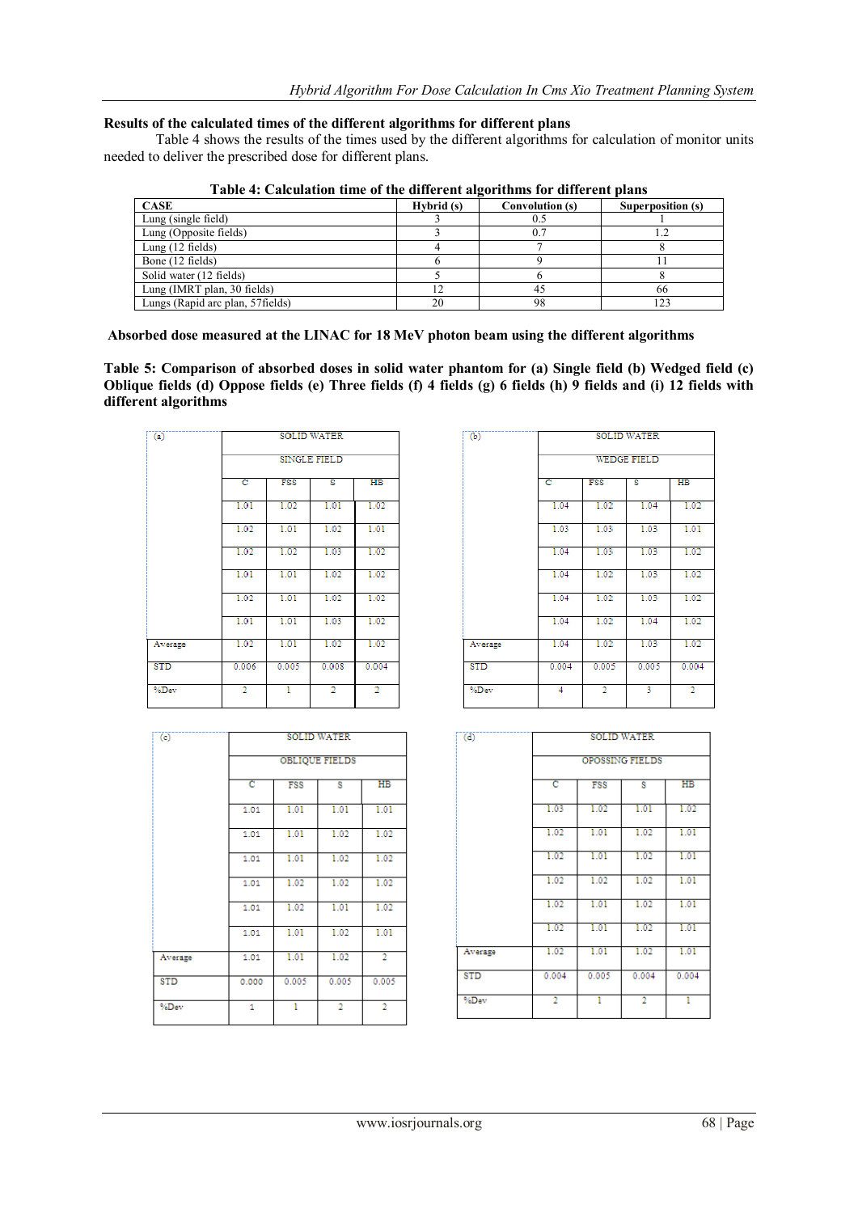**Results of the calculated times of the different algorithms for different plans**

Table 4 shows the results of the times used by the different algorithms for calculation of monitor units needed to deliver the prescribed dose for different plans.

**Table 4: Calculation time of the different algorithms for different plans**

| CASE | Hybrid (s) | Convolution (s) | Superposition (s) |
|---|---|---|---|
| Lung (single field) | 3 | 0.5 | 1 |
| Lung (Opposite fields) | 3 | 0.7 | 1.2 |
| Lung (12 fields) | 4 | 7 | 8 |
| Bone (12 fields) | 6 | 9 | 11 |
| Solid water (12 fields) | 5 | 6 | 8 |
| Lung (IMRT plan, 30 fields) | 12 | 45 | 66 |
| Lungs (Rapid arc plan, 57fields) | 20 | 98 | 123 |

**Absorbed dose measured at the LINAC for 18 MeV photon beam using the different algorithms**

**Table 5: Comparison of absorbed doses in solid water phantom for (a) Single field (b) Wedged field (c) Oblique fields (d) Oppose fields (e) Three fields (f) 4 fields (g) 6 fields (h) 9 fields and (i) 12 fields with different algorithms**

| (a) | SOLID WATER | | | |
|---|---|---|---|---|
| | SINGLE FIELD | | | |
| | C | FSS | S | HB |
| | 1.01 | 1.02 | 1.01 | 1.02 |
| | 1.02 | 1.01 | 1.02 | 1.01 |
| | 1.02 | 1.02 | 1.03 | 1.02 |
| | 1.01 | 1.01 | 1.02 | 1.02 |
| | 1.02 | 1.01 | 1.02 | 1.02 |
| | 1.01 | 1.01 | 1.03 | 1.02 |
| Average | 1.02 | 1.01 | 1.02 | 1.02 |
| STD | 0.006 | 0.005 | 0.008 | 0.004 |
| %Dev | 2 | 1 | 2 | 2 |

| (b) | SOLID WATER | | | |
|---|---|---|---|---|
| | WEDGE FIELD | | | |
| | C | FSS | S | HB |
| | 1.04 | 1.02 | 1.04 | 1.02 |
| | 1.03 | 1.03 | 1.03 | 1.01 |
| | 1.04 | 1.03 | 1.03 | 1.02 |
| | 1.04 | 1.02 | 1.03 | 1.02 |
| | 1.04 | 1.02 | 1.03 | 1.02 |
| | 1.04 | 1.02 | 1.04 | 1.02 |
| Average | 1.04 | 1.02 | 1.03 | 1.02 |
| STD | 0.004 | 0.005 | 0.005 | 0.004 |
| %Dev | 4 | 2 | 3 | 2 |

| (c) | SOLID WATER | | | |
|---|---|---|---|---|
| | OBLIQUE FIELDS | | | |
| | C | FSS | S | HB |
| | 1.01 | 1.01 | 1.01 | 1.01 |
| | 1.01 | 1.01 | 1.02 | 1.02 |
| | 1.01 | 1.01 | 1.02 | 1.02 |
| | 1.01 | 1.02 | 1.02 | 1.02 |
| | 1.01 | 1.02 | 1.01 | 1.02 |
| | 1.01 | 1.01 | 1.02 | 1.01 |
| Average | 1.01 | 1.01 | 1.02 | 2 |
| STD | 0.000 | 0.005 | 0.005 | 0.005 |
| %Dev | 1 | 1 | 2 | 2 |

| (d) | SOLID WATER | | | |
|---|---|---|---|---|
| | OPOSSING FIELDS | | | |
| | C | FSS | S | HB |
| | 1.03 | 1.02 | 1.01 | 1.02 |
| | 1.02 | 1.01 | 1.02 | 1.01 |
| | 1.02 | 1.01 | 1.02 | 1.01 |
| | 1.02 | 1.02 | 1.02 | 1.01 |
| | 1.02 | 1.01 | 1.02 | 1.01 |
| | 1.02 | 1.01 | 1.02 | 1.01 |
| Average | 1.02 | 1.01 | 1.02 | 1.01 |
| STD | 0.004 | 0.005 | 0.004 | 0.004 |
| %Dev | 2 | 1 | 2 | 1 |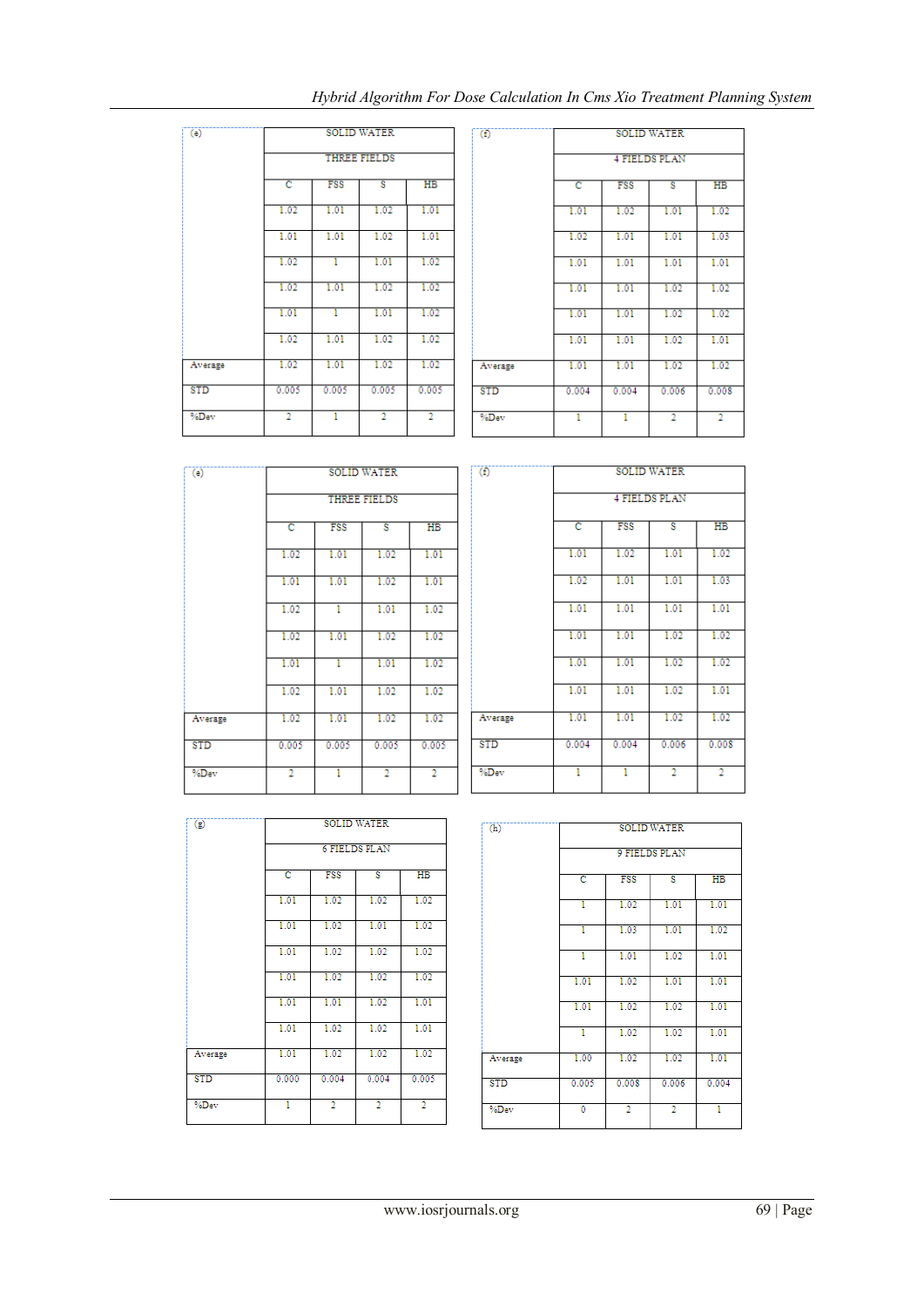| (e) | SOLID WATER | | | |
|---|---|---|---|---|
| | THREE FIELDS | | | |
| | C | FSS | S | HB |
| | 1.02 | 1.01 | 1.02 | 1.01 |
| | 1.01 | 1.01 | 1.02 | 1.01 |
| | 1.02 | 1 | 1.01 | 1.02 |
| | 1.02 | 1.01 | 1.02 | 1.02 |
| | 1.01 | 1 | 1.01 | 1.02 |
| | 1.02 | 1.01 | 1.02 | 1.02 |
| Average | 1.02 | 1.01 | 1.02 | 1.02 |
| STD | 0.005 | 0.005 | 0.005 | 0.005 |
| %Dev | 2 | 1 | 2 | 2 |

| (f) | SOLID WATER | | | |
|---|---|---|---|---|
| | 4 FIELDS PLAN | | | |
| | C | FSS | S | HB |
| | 1.01 | 1.02 | 1.01 | 1.02 |
| | 1.02 | 1.01 | 1.01 | 1.03 |
| | 1.01 | 1.01 | 1.01 | 1.01 |
| | 1.01 | 1.01 | 1.02 | 1.02 |
| | 1.01 | 1.01 | 1.02 | 1.02 |
| | 1.01 | 1.01 | 1.02 | 1.01 |
| Average | 1.01 | 1.01 | 1.02 | 1.02 |
| STD | 0.004 | 0.004 | 0.006 | 0.008 |
| %Dev | 1 | 1 | 2 | 2 |

| (e) | SOLID WATER | | | |
|---|---|---|---|---|
| | THREE FIELDS | | | |
| | C | FSS | S | HB |
| | 1.02 | 1.01 | 1.02 | 1.01 |
| | 1.01 | 1.01 | 1.02 | 1.01 |
| | 1.02 | 1 | 1.01 | 1.02 |
| | 1.02 | 1.01 | 1.02 | 1.02 |
| | 1.01 | 1 | 1.01 | 1.02 |
| | 1.02 | 1.01 | 1.02 | 1.02 |
| Average | 1.02 | 1.01 | 1.02 | 1.02 |
| STD | 0.005 | 0.005 | 0.005 | 0.005 |
| %Dev | 2 | 1 | 2 | 2 |

| (f) | SOLID WATER | | | |
|---|---|---|---|---|
| | 4 FIELDS PLAN | | | |
| | C | FSS | S | HB |
| | 1.01 | 1.02 | 1.01 | 1.02 |
| | 1.02 | 1.01 | 1.01 | 1.03 |
| | 1.01 | 1.01 | 1.01 | 1.01 |
| | 1.01 | 1.01 | 1.02 | 1.02 |
| | 1.01 | 1.01 | 1.02 | 1.02 |
| | 1.01 | 1.01 | 1.02 | 1.01 |
| Average | 1.01 | 1.01 | 1.02 | 1.02 |
| STD | 0.004 | 0.004 | 0.006 | 0.008 |
| %Dev | 1 | 1 | 2 | 2 |

| (g) | SOLID WATER | | | |
|---|---|---|---|---|
| | 6 FIELDS PLAN | | | |
| | C | FSS | S | HB |
| | 1.01 | 1.02 | 1.02 | 1.02 |
| | 1.01 | 1.02 | 1.01 | 1.02 |
| | 1.01 | 1.02 | 1.02 | 1.02 |
| | 1.01 | 1.02 | 1.02 | 1.02 |
| | 1.01 | 1.01 | 1.02 | 1.01 |
| | 1.01 | 1.02 | 1.02 | 1.01 |
| Average | 1.01 | 1.02 | 1.02 | 1.02 |
| STD | 0.000 | 0.004 | 0.004 | 0.005 |
| %Dev | 1 | 2 | 2 | 2 |

| (h) | SOLID WATER | | | |
|---|---|---|---|---|
| | 9 FIELDS PLAN | | | |
| | C | FSS | S | HB |
| | 1 | 1.02 | 1.01 | 1.01 |
| | 1 | 1.03 | 1.01 | 1.02 |
| | 1 | 1.01 | 1.02 | 1.01 |
| | 1.01 | 1.02 | 1.01 | 1.01 |
| | 1.01 | 1.02 | 1.02 | 1.01 |
| | 1 | 1.02 | 1.02 | 1.01 |
| Average | 1.00 | 1.02 | 1.02 | 1.01 |
| STD | 0.005 | 0.008 | 0.006 | 0.004 |
| %Dev | 0 | 2 | 2 | 1 |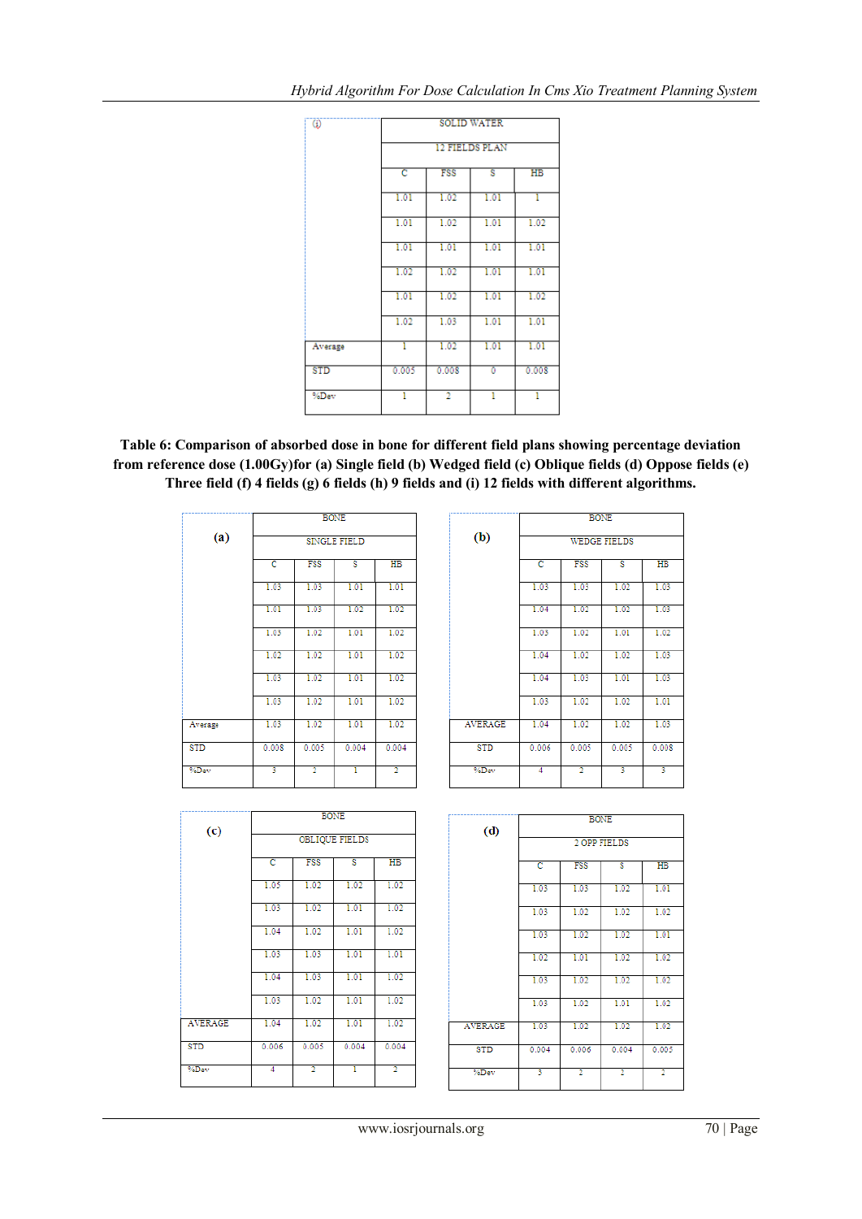| (i) | SOLID WATER | | | |
|---|---|---|---|---|
| | 12 FIELDS PLAN | | | |
| | C | FSS | S | HB |
| | 1.01 | 1.02 | 1.01 | 1 |
| | 1.01 | 1.02 | 1.01 | 1.02 |
| | 1.01 | 1.01 | 1.01 | 1.01 |
| | 1.02 | 1.02 | 1.01 | 1.01 |
| | 1.01 | 1.02 | 1.01 | 1.02 |
| | 1.02 | 1.03 | 1.01 | 1.01 |
| Average | 1 | 1.02 | 1.01 | 1.01 |
| STD | 0.005 | 0.008 | 0 | 0.008 |
| %Dev | 1 | 2 | 1 | 1 |

**Table 6: Comparison of absorbed dose in bone for different field plans showing percentage deviation from reference dose (1.00Gy)for (a) Single field (b) Wedged field (c) Oblique fields (d) Oppose fields (e) Three field (f) 4 fields (g) 6 fields (h) 9 fields and (i) 12 fields with different algorithms.**

| (a) | BONE | | | |
|---|---|---|---|---|
| | SINGLE FIELD | | | |
| | C | FSS | S | HB |
| | 1.03 | 1.03 | 1.01 | 1.01 |
| | 1.01 | 1.03 | 1.02 | 1.02 |
| | 1.03 | 1.02 | 1.01 | 1.02 |
| | 1.02 | 1.02 | 1.01 | 1.02 |
| | 1.03 | 1.02 | 1.01 | 1.02 |
| | 1.03 | 1.02 | 1.01 | 1.02 |
| Average | 1.03 | 1.02 | 1.01 | 1.02 |
| STD | 0.008 | 0.005 | 0.004 | 0.004 |
| %Dev | 3 | 2 | 1 | 2 |

| (b) | BONE | | | |
|---|---|---|---|---|
| | WEDGE FIELDS | | | |
| | C | FSS | S | HB |
| | 1.03 | 1.03 | 1.02 | 1.03 |
| | 1.04 | 1.02 | 1.02 | 1.03 |
| | 1.03 | 1.02 | 1.01 | 1.02 |
| | 1.04 | 1.02 | 1.02 | 1.03 |
| | 1.04 | 1.03 | 1.01 | 1.03 |
| | 1.03 | 1.02 | 1.02 | 1.01 |
| AVERAGE | 1.04 | 1.02 | 1.02 | 1.03 |
| STD | 0.006 | 0.005 | 0.005 | 0.008 |
| %Dev | 4 | 2 | 3 | 3 |

| (c) | BONE | | | |
|---|---|---|---|---|
| | OBLIQUE FIELDS | | | |
| | C | FSS | S | HB |
| | 1.05 | 1.02 | 1.02 | 1.02 |
| | 1.03 | 1.02 | 1.01 | 1.02 |
| | 1.04 | 1.02 | 1.01 | 1.02 |
| | 1.03 | 1.03 | 1.01 | 1.01 |
| | 1.04 | 1.03 | 1.01 | 1.02 |
| | 1.03 | 1.02 | 1.01 | 1.02 |
| AVERAGE | 1.04 | 1.02 | 1.01 | 1.02 |
| STD | 0.006 | 0.005 | 0.004 | 0.004 |
| %Dev | 4 | 2 | 1 | 2 |

| (d) | BONE | | | |
|---|---|---|---|---|
| | 2 OPP FIELDS | | | |
| | C | FSS | S | HB |
| | 1.03 | 1.03 | 1.02 | 1.01 |
| | 1.03 | 1.02 | 1.02 | 1.02 |
| | 1.03 | 1.02 | 1.02 | 1.01 |
| | 1.02 | 1.01 | 1.02 | 1.02 |
| | 1.03 | 1.02 | 1.02 | 1.02 |
| | 1.03 | 1.02 | 1.01 | 1.02 |
| AVERAGE | 1.03 | 1.02 | 1.02 | 1.02 |
| STD | 0.004 | 0.006 | 0.004 | 0.005 |
| %Dev | 3 | 2 | 2 | 2 |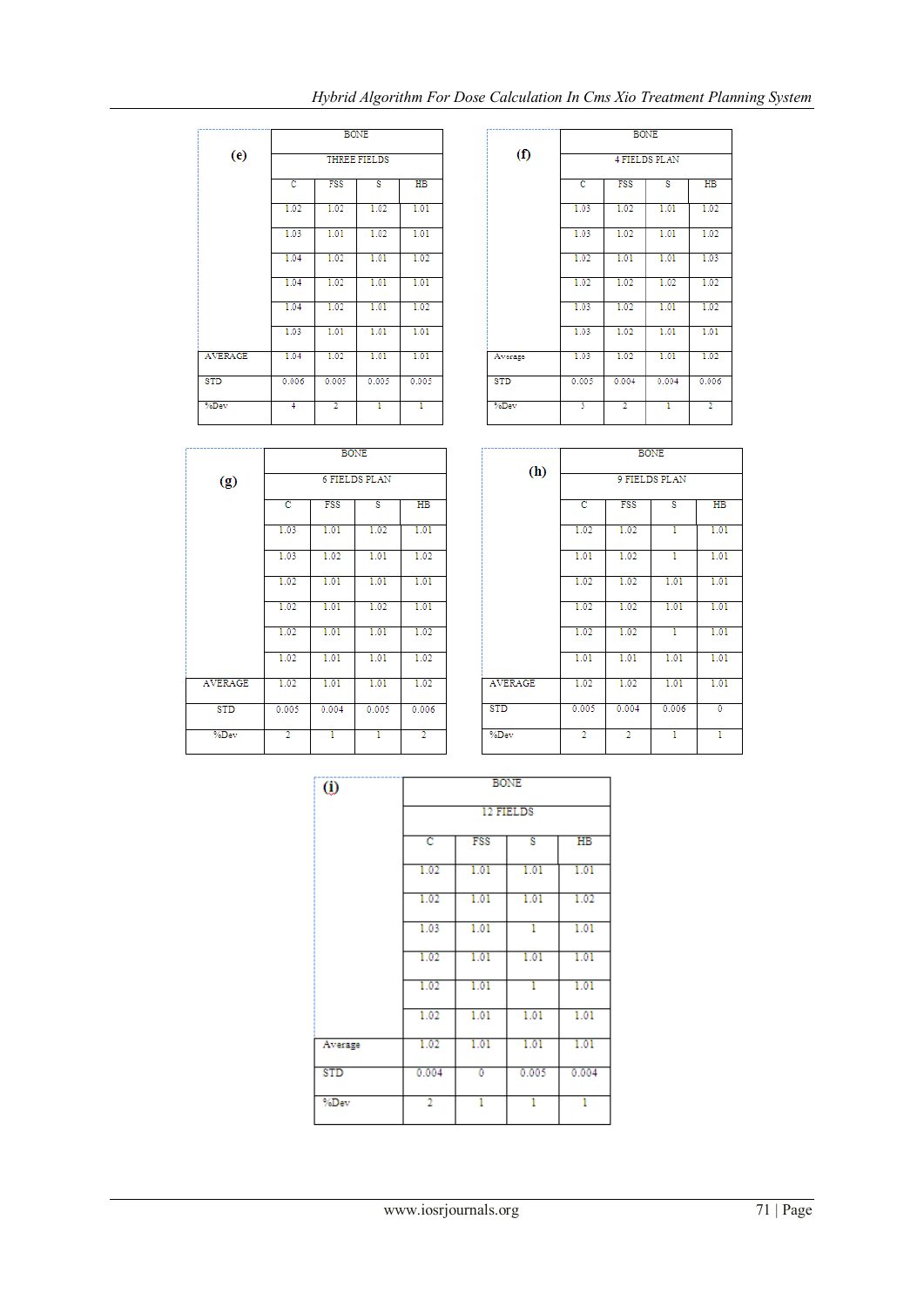**(e)**

| | BONE | | | |
|---|---|---|---|---|
| | THREE FIELDS | | | |
| | C | FSS | S | HB |
| | 1.02 | 1.02 | 1.02 | 1.01 |
| | 1.03 | 1.01 | 1.02 | 1.01 |
| | 1.04 | 1.02 | 1.01 | 1.02 |
| | 1.04 | 1.02 | 1.01 | 1.01 |
| | 1.04 | 1.02 | 1.01 | 1.02 |
| | 1.03 | 1.01 | 1.01 | 1.01 |
| AVERAGE | 1.04 | 1.02 | 1.01 | 1.01 |
| STD | 0.006 | 0.005 | 0.005 | 0.005 |
| %Dev | 4 | 2 | 1 | 1 |

**(f)**

| | BONE | | | |
|---|---|---|---|---|
| | 4 FIELDS PLAN | | | |
| | C | FSS | S | HB |
| | 1.03 | 1.02 | 1.01 | 1.02 |
| | 1.03 | 1.02 | 1.01 | 1.02 |
| | 1.02 | 1.01 | 1.01 | 1.03 |
| | 1.02 | 1.02 | 1.02 | 1.02 |
| | 1.03 | 1.02 | 1.01 | 1.02 |
| | 1.03 | 1.02 | 1.01 | 1.01 |
| Average | 1.03 | 1.02 | 1.01 | 1.02 |
| STD | 0.005 | 0.004 | 0.004 | 0.006 |
| %Dev | 3 | 2 | 1 | 2 |

**(g)**

| | BONE | | | |
|---|---|---|---|---|
| | 6 FIELDS PLAN | | | |
| | C | FSS | S | HB |
| | 1.03 | 1.01 | 1.02 | 1.01 |
| | 1.03 | 1.02 | 1.01 | 1.02 |
| | 1.02 | 1.01 | 1.01 | 1.01 |
| | 1.02 | 1.01 | 1.02 | 1.01 |
| | 1.02 | 1.01 | 1.01 | 1.02 |
| | 1.02 | 1.01 | 1.01 | 1.02 |
| AVERAGE | 1.02 | 1.01 | 1.01 | 1.02 |
| STD | 0.005 | 0.004 | 0.005 | 0.006 |
| %Dev | 2 | 1 | 1 | 2 |

**(h)**

| | BONE | | | |
|---|---|---|---|---|
| | 9 FIELDS PLAN | | | |
| | C | FSS | S | HB |
| | 1.02 | 1.02 | 1 | 1.01 |
| | 1.01 | 1.02 | 1 | 1.01 |
| | 1.02 | 1.02 | 1.01 | 1.01 |
| | 1.02 | 1.02 | 1.01 | 1.01 |
| | 1.02 | 1.02 | 1 | 1.01 |
| | 1.01 | 1.01 | 1.01 | 1.01 |
| AVERAGE | 1.02 | 1.02 | 1.01 | 1.01 |
| STD | 0.005 | 0.004 | 0.006 | 0 |
| %Dev | 2 | 2 | 1 | 1 |

**(i)**

| | BONE | | | |
|---|---|---|---|---|
| | 12 FIELDS | | | |
| | C | FSS | S | HB |
| | 1.02 | 1.01 | 1.01 | 1.01 |
| | 1.02 | 1.01 | 1.01 | 1.02 |
| | 1.03 | 1.01 | 1 | 1.01 |
| | 1.02 | 1.01 | 1.01 | 1.01 |
| | 1.02 | 1.01 | 1 | 1.01 |
| | 1.02 | 1.01 | 1.01 | 1.01 |
| Average | 1.02 | 1.01 | 1.01 | 1.01 |
| STD | 0.004 | 0 | 0.005 | 0.004 |
| %Dev | 2 | 1 | 1 | 1 |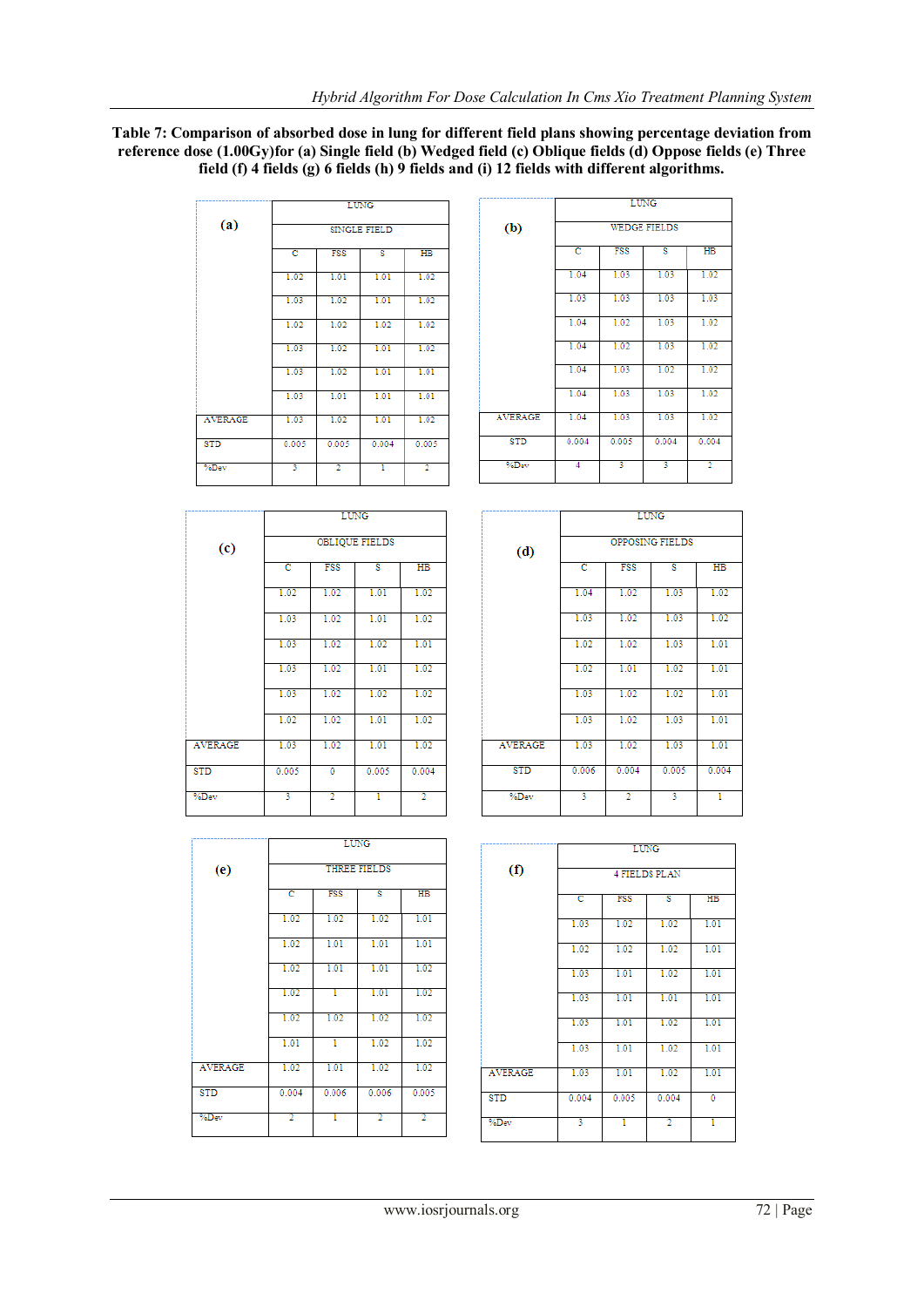**Table 7: Comparison of absorbed dose in lung for different field plans showing percentage deviation from reference dose (1.00Gy)for (a) Single field (b) Wedged field (c) Oblique fields (d) Oppose fields (e) Three field (f) 4 fields (g) 6 fields (h) 9 fields and (i) 12 fields with different algorithms.**

**(a)**

| | LUNG | | | |
|---|---|---|---|---|
| | SINGLE FIELD | | | |
| | C | FSS | S | HB |
| | 1.02 | 1.01 | 1.01 | 1.02 |
| | 1.03 | 1.02 | 1.01 | 1.02 |
| | 1.02 | 1.02 | 1.02 | 1.02 |
| | 1.03 | 1.02 | 1.01 | 1.02 |
| | 1.03 | 1.02 | 1.01 | 1.01 |
| | 1.03 | 1.01 | 1.01 | 1.01 |
| AVERAGE | 1.03 | 1.02 | 1.01 | 1.02 |
| STD | 0.005 | 0.005 | 0.004 | 0.005 |
| %Dev | 3 | 2 | 1 | 2 |

**(b)**

| | LUNG | | | |
|---|---|---|---|---|
| | WEDGE FIELDS | | | |
| | C | FSS | S | HB |
| | 1.04 | 1.03 | 1.03 | 1.02 |
| | 1.03 | 1.03 | 1.03 | 1.03 |
| | 1.04 | 1.02 | 1.03 | 1.02 |
| | 1.04 | 1.02 | 1.03 | 1.02 |
| | 1.04 | 1.03 | 1.02 | 1.02 |
| | 1.04 | 1.03 | 1.03 | 1.02 |
| AVERAGE | 1.04 | 1.03 | 1.03 | 1.02 |
| STD | 0.004 | 0.005 | 0.004 | 0.004 |
| %Dev | 4 | 3 | 3 | 2 |

**(c)**

| | LUNG | | | |
|---|---|---|---|---|
| | OBLIQUE FIELDS | | | |
| | C | FSS | S | HB |
| | 1.02 | 1.02 | 1.01 | 1.02 |
| | 1.03 | 1.02 | 1.01 | 1.02 |
| | 1.03 | 1.02 | 1.02 | 1.01 |
| | 1.03 | 1.02 | 1.01 | 1.02 |
| | 1.03 | 1.02 | 1.02 | 1.02 |
| | 1.02 | 1.02 | 1.01 | 1.02 |
| AVERAGE | 1.03 | 1.02 | 1.01 | 1.02 |
| STD | 0.005 | 0 | 0.005 | 0.004 |
| %Dev | 3 | 2 | 1 | 2 |

**(d)**

| | LUNG | | | |
|---|---|---|---|---|
| | OPPOSING FIELDS | | | |
| | C | FSS | S | HB |
| | 1.04 | 1.02 | 1.03 | 1.02 |
| | 1.03 | 1.02 | 1.03 | 1.02 |
| | 1.02 | 1.02 | 1.03 | 1.01 |
| | 1.02 | 1.01 | 1.02 | 1.01 |
| | 1.03 | 1.02 | 1.02 | 1.01 |
| | 1.03 | 1.02 | 1.03 | 1.01 |
| AVERAGE | 1.03 | 1.02 | 1.03 | 1.01 |
| STD | 0.006 | 0.004 | 0.005 | 0.004 |
| %Dev | 3 | 2 | 3 | 1 |

**(e)**

| | LUNG | | | |
|---|---|---|---|---|
| | THREE FIELDS | | | |
| | C | FSS | S | HB |
| | 1.02 | 1.02 | 1.02 | 1.01 |
| | 1.02 | 1.01 | 1.01 | 1.01 |
| | 1.02 | 1.01 | 1.01 | 1.02 |
| | 1.02 | 1 | 1.01 | 1.02 |
| | 1.02 | 1.02 | 1.02 | 1.02 |
| | 1.01 | 1 | 1.02 | 1.02 |
| AVERAGE | 1.02 | 1.01 | 1.02 | 1.02 |
| STD | 0.004 | 0.006 | 0.006 | 0.005 |
| %Dev | 2 | 1 | 2 | 2 |

**(f)**

| | LUNG | | | |
|---|---|---|---|---|
| | 4 FIELDS PLAN | | | |
| | C | FSS | S | HB |
| | 1.03 | 1.02 | 1.02 | 1.01 |
| | 1.02 | 1.02 | 1.02 | 1.01 |
| | 1.03 | 1.01 | 1.02 | 1.01 |
| | 1.03 | 1.01 | 1.01 | 1.01 |
| | 1.03 | 1.01 | 1.02 | 1.01 |
| | 1.03 | 1.01 | 1.02 | 1.01 |
| AVERAGE | 1.03 | 1.01 | 1.02 | 1.01 |
| STD | 0.004 | 0.005 | 0.004 | 0 |
| %Dev | 3 | 1 | 2 | 1 |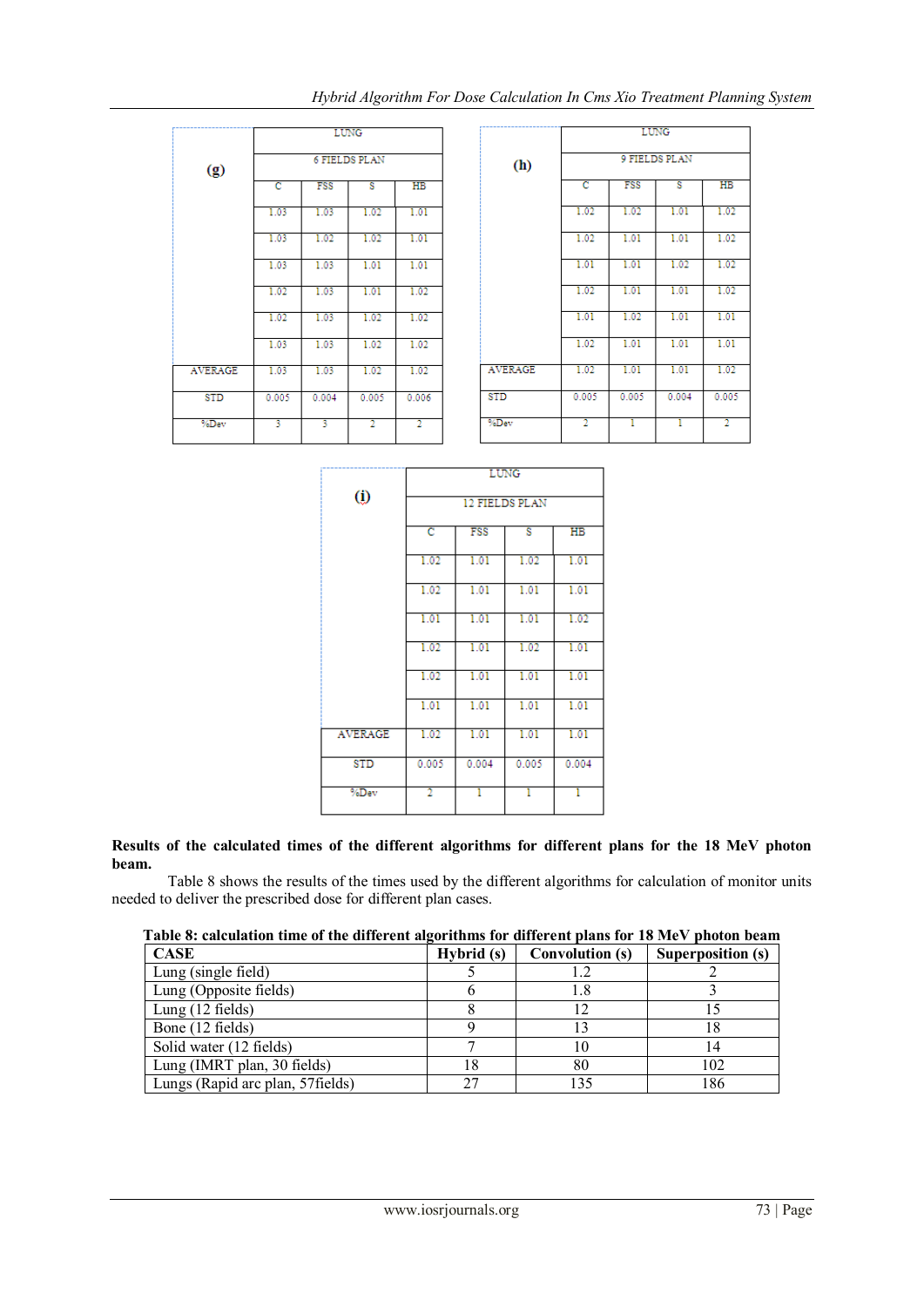| (g) | LUNG | | | |
|---|---|---|---|---|
| | 6 FIELDS PLAN | | | |
| | C | FSS | S | HB |
| | 1.03 | 1.03 | 1.02 | 1.01 |
| | 1.03 | 1.02 | 1.02 | 1.01 |
| | 1.03 | 1.03 | 1.01 | 1.01 |
| | 1.02 | 1.03 | 1.01 | 1.02 |
| | 1.02 | 1.03 | 1.02 | 1.02 |
| | 1.03 | 1.03 | 1.02 | 1.02 |
| AVERAGE | 1.03 | 1.03 | 1.02 | 1.02 |
| STD | 0.005 | 0.004 | 0.005 | 0.006 |
| %Dev | 3 | 3 | 2 | 2 |

| (h) | LUNG | | | |
|---|---|---|---|---|
| | 9 FIELDS PLAN | | | |
| | C | FSS | S | HB |
| | 1.02 | 1.02 | 1.01 | 1.02 |
| | 1.02 | 1.01 | 1.01 | 1.02 |
| | 1.01 | 1.01 | 1.02 | 1.02 |
| | 1.02 | 1.01 | 1.01 | 1.02 |
| | 1.01 | 1.02 | 1.01 | 1.01 |
| | 1.02 | 1.01 | 1.01 | 1.01 |
| AVERAGE | 1.02 | 1.01 | 1.01 | 1.02 |
| STD | 0.005 | 0.005 | 0.004 | 0.005 |
| %Dev | 2 | 1 | 1 | 2 |

| (i) | LUNG | | | |
|---|---|---|---|---|
| | 12 FIELDS PLAN | | | |
| | C | FSS | S | HB |
| | 1.02 | 1.01 | 1.02 | 1.01 |
| | 1.02 | 1.01 | 1.01 | 1.01 |
| | 1.01 | 1.01 | 1.01 | 1.02 |
| | 1.02 | 1.01 | 1.02 | 1.01 |
| | 1.02 | 1.01 | 1.01 | 1.01 |
| | 1.01 | 1.01 | 1.01 | 1.01 |
| AVERAGE | 1.02 | 1.01 | 1.01 | 1.01 |
| STD | 0.005 | 0.004 | 0.005 | 0.004 |
| %Dev | 2 | 1 | 1 | 1 |

**Results of the calculated times of the different algorithms for different plans for the 18 MeV photon beam.**

Table 8 shows the results of the times used by the different algorithms for calculation of monitor units needed to deliver the prescribed dose for different plan cases.

**Table 8: calculation time of the different algorithms for different plans for 18 MeV photon beam**

| CASE | Hybrid (s) | Convolution (s) | Superposition (s) |
|---|---|---|---|
| Lung (single field) | 5 | 1.2 | 2 |
| Lung (Opposite fields) | 6 | 1.8 | 3 |
| Lung (12 fields) | 8 | 12 | 15 |
| Bone (12 fields) | 9 | 13 | 18 |
| Solid water (12 fields) | 7 | 10 | 14 |
| Lung (IMRT plan, 30 fields) | 18 | 80 | 102 |
| Lungs (Rapid arc plan, 57fields) | 27 | 135 | 186 |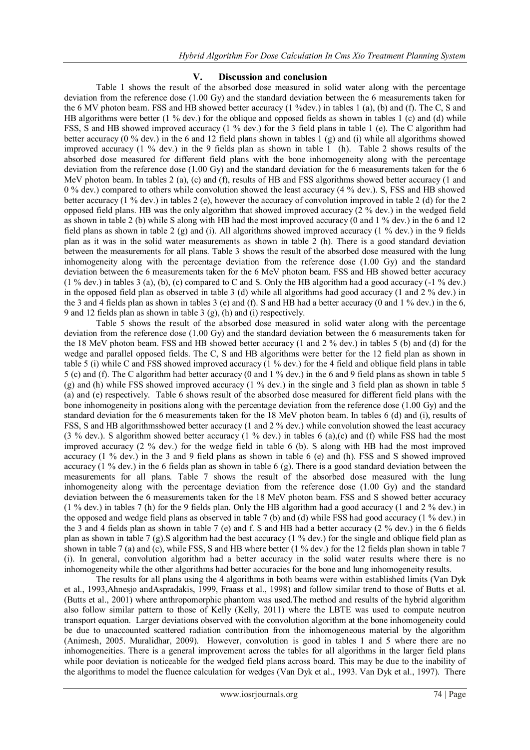## V. Discussion and conclusion

Table 1 shows the result of the absorbed dose measured in solid water along with the percentage deviation from the reference dose (1.00 Gy) and the standard deviation between the 6 measurements taken for the 6 MV photon beam. FSS and HB showed better accuracy (1 %dev.) in tables 1 (a), (b) and (f). The C, S and HB algorithms were better (1 % dev.) for the oblique and opposed fields as shown in tables 1 (c) and (d) while FSS, S and HB showed improved accuracy (1 % dev.) for the 3 field plans in table 1 (e). The C algorithm had better accuracy (0 % dev.) in the 6 and 12 field plans shown in tables 1 (g) and (i) while all algorithms showed improved accuracy (1 % dev.) in the 9 fields plan as shown in table 1 (h). Table 2 shows results of the absorbed dose measured for different field plans with the bone inhomogeneity along with the percentage deviation from the reference dose (1.00 Gy) and the standard deviation for the 6 measurements taken for the 6 MeV photon beam. In tables 2 (a), (c) and (f), results of HB and FSS algorithms showed better accuracy (1 and 0 % dev.) compared to others while convolution showed the least accuracy (4 % dev.). S, FSS and HB showed better accuracy (1 % dev.) in tables 2 (e), however the accuracy of convolution improved in table 2 (d) for the 2 opposed field plans. HB was the only algorithm that showed improved accuracy (2 % dev.) in the wedged field as shown in table 2 (b) while S along with HB had the most improved accuracy (0 and 1 % dev.) in the 6 and 12 field plans as shown in table 2 (g) and (i). All algorithms showed improved accuracy (1 % dev.) in the 9 fields plan as it was in the solid water measurements as shown in table 2 (h). There is a good standard deviation between the measurements for all plans. Table 3 shows the result of the absorbed dose measured with the lung inhomogeneity along with the percentage deviation from the reference dose (1.00 Gy) and the standard deviation between the 6 measurements taken for the 6 MeV photon beam. FSS and HB showed better accuracy (1 % dev.) in tables 3 (a), (b), (c) compared to C and S. Only the HB algorithm had a good accuracy (-1 % dev.) in the opposed field plan as observed in table 3 (d) while all algorithms had good accuracy (1 and 2 % dev.) in the 3 and 4 fields plan as shown in tables 3 (e) and (f). S and HB had a better accuracy (0 and 1 % dev.) in the 6, 9 and 12 fields plan as shown in table 3 (g), (h) and (i) respectively.

Table 5 shows the result of the absorbed dose measured in solid water along with the percentage deviation from the reference dose (1.00 Gy) and the standard deviation between the 6 measurements taken for the 18 MeV photon beam. FSS and HB showed better accuracy (1 and 2 % dev.) in tables 5 (b) and (d) for the wedge and parallel opposed fields. The C, S and HB algorithms were better for the 12 field plan as shown in table 5 (i) while C and FSS showed improved accuracy (1 % dev.) for the 4 field and oblique field plans in table 5 (c) and (f). The C algorithm had better accuracy (0 and 1 % dev.) in the 6 and 9 field plans as shown in table 5 (g) and (h) while FSS showed improved accuracy (1 % dev.) in the single and 3 field plan as shown in table 5 (a) and (e) respectively. Table 6 shows result of the absorbed dose measured for different field plans with the bone inhomogeneity in positions along with the percentage deviation from the reference dose (1.00 Gy) and the standard deviation for the 6 measurements taken for the 18 MeV photon beam. In tables 6 (d) and (i), results of FSS, S and HB algorithmsshowed better accuracy (1 and 2 % dev.) while convolution showed the least accuracy (3 % dev.). S algorithm showed better accuracy (1 % dev.) in tables 6 (a),(c) and (f) while FSS had the most improved accuracy (2 % dev.) for the wedge field in table 6 (b). S along with HB had the most improved accuracy (1 % dev.) in the 3 and 9 field plans as shown in table 6 (e) and (h). FSS and S showed improved accuracy (1 % dev.) in the 6 fields plan as shown in table 6 (g). There is a good standard deviation between the measurements for all plans. Table 7 shows the result of the absorbed dose measured with the lung inhomogeneity along with the percentage deviation from the reference dose (1.00 Gy) and the standard deviation between the 6 measurements taken for the 18 MeV photon beam. FSS and S showed better accuracy (1 % dev.) in tables 7 (h) for the 9 fields plan. Only the HB algorithm had a good accuracy (1 and 2 % dev.) in the opposed and wedge field plans as observed in table 7 (b) and (d) while FSS had good accuracy (1 % dev.) in the 3 and 4 fields plan as shown in table 7 (e) and f. S and HB had a better accuracy (2 % dev.) in the 6 fields plan as shown in table 7 (g).S algorithm had the best accuracy (1 % dev.) for the single and oblique field plan as shown in table 7 (a) and (c), while FSS, S and HB where better (1 % dev.) for the 12 fields plan shown in table 7 (i). In general, convolution algorithm had a better accuracy in the solid water results where there is no inhomogeneity while the other algorithms had better accuracies for the bone and lung inhomogeneity results.

The results for all plans using the 4 algorithms in both beams were within established limits (Van Dyk et al., 1993,Ahnesjo andAspradakis, 1999, Fraass et al., 1998) and follow similar trend to those of Butts et al. (Butts et al., 2001) where anthropomorphic phantom was used.The method and results of the hybrid algorithm also follow similar pattern to those of Kelly (Kelly, 2011) where the LBTE was used to compute neutron transport equation. Larger deviations observed with the convolution algorithm at the bone inhomogeneity could be due to unaccounted scattered radiation contribution from the inhomogeneous material by the algorithm (Animesh, 2005. Muralidhar, 2009). However, convolution is good in tables 1 and 5 where there are no inhomogeneities. There is a general improvement across the tables for all algorithms in the larger field plans while poor deviation is noticeable for the wedged field plans across board. This may be due to the inability of the algorithms to model the fluence calculation for wedges (Van Dyk et al., 1993. Van Dyk et al., 1997). There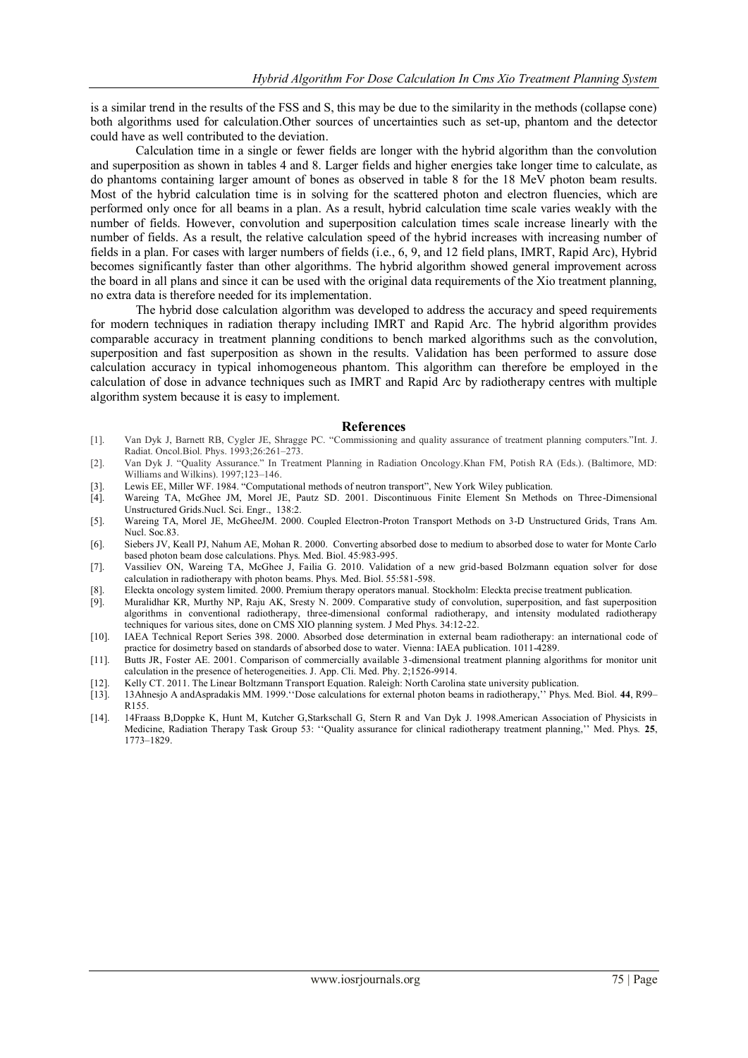is a similar trend in the results of the FSS and S, this may be due to the similarity in the methods (collapse cone) both algorithms used for calculation.Other sources of uncertainties such as set-up, phantom and the detector could have as well contributed to the deviation.

Calculation time in a single or fewer fields are longer with the hybrid algorithm than the convolution and superposition as shown in tables 4 and 8. Larger fields and higher energies take longer time to calculate, as do phantoms containing larger amount of bones as observed in table 8 for the 18 MeV photon beam results. Most of the hybrid calculation time is in solving for the scattered photon and electron fluencies, which are performed only once for all beams in a plan. As a result, hybrid calculation time scale varies weakly with the number of fields. However, convolution and superposition calculation times scale increase linearly with the number of fields. As a result, the relative calculation speed of the hybrid increases with increasing number of fields in a plan. For cases with larger numbers of fields (i.e., 6, 9, and 12 field plans, IMRT, Rapid Arc), Hybrid becomes significantly faster than other algorithms. The hybrid algorithm showed general improvement across the board in all plans and since it can be used with the original data requirements of the Xio treatment planning, no extra data is therefore needed for its implementation.

The hybrid dose calculation algorithm was developed to address the accuracy and speed requirements for modern techniques in radiation therapy including IMRT and Rapid Arc. The hybrid algorithm provides comparable accuracy in treatment planning conditions to bench marked algorithms such as the convolution, superposition and fast superposition as shown in the results. Validation has been performed to assure dose calculation accuracy in typical inhomogeneous phantom. This algorithm can therefore be employed in the calculation of dose in advance techniques such as IMRT and Rapid Arc by radiotherapy centres with multiple algorithm system because it is easy to implement.

## References

[1]. Van Dyk J, Barnett RB, Cygler JE, Shragge PC. "Commissioning and quality assurance of treatment planning computers."Int. J. Radiat. Oncol.Biol. Phys. 1993;26:261–273.

[2]. Van Dyk J. "Quality Assurance." In Treatment Planning in Radiation Oncology.Khan FM, Potish RA (Eds.). (Baltimore, MD: Williams and Wilkins). 1997;123–146.

[3]. Lewis EE, Miller WF. 1984. "Computational methods of neutron transport", New York Wiley publication.

[4]. Wareing TA, McGhee JM, Morel JE, Pautz SD. 2001. Discontinuous Finite Element Sn Methods on Three-Dimensional Unstructured Grids.Nucl. Sci. Engr., 138:2.

[5]. Wareing TA, Morel JE, McGheeJM. 2000. Coupled Electron-Proton Transport Methods on 3-D Unstructured Grids, Trans Am. Nucl. Soc.83.

[6]. Siebers JV, Keall PJ, Nahum AE, Mohan R. 2000. Converting absorbed dose to medium to absorbed dose to water for Monte Carlo based photon beam dose calculations. Phys. Med. Biol. 45:983-995.

[7]. Vassiliev ON, Wareing TA, McGhee J, Failia G. 2010. Validation of a new grid-based Bolzmann equation solver for dose calculation in radiotherapy with photon beams. Phys. Med. Biol. 55:581-598.

[8]. Eleckta oncology system limited. 2000. Premium therapy operators manual. Stockholm: Eleckta precise treatment publication.

[9]. Muralidhar KR, Murthy NP, Raju AK, Sresty N. 2009. Comparative study of convolution, superposition, and fast superposition algorithms in conventional radiotherapy, three-dimensional conformal radiotherapy, and intensity modulated radiotherapy techniques for various sites, done on CMS XIO planning system. J Med Phys. 34:12-22.

[10]. IAEA Technical Report Series 398. 2000. Absorbed dose determination in external beam radiotherapy: an international code of practice for dosimetry based on standards of absorbed dose to water. Vienna: IAEA publication. 1011-4289.

[11]. Butts JR, Foster AE. 2001. Comparison of commercially available 3-dimensional treatment planning algorithms for monitor unit calculation in the presence of heterogeneities. J. App. Cli. Med. Phy. 2;1526-9914.

[12]. Kelly CT. 2011. The Linear Boltzmann Transport Equation. Raleigh: North Carolina state university publication.

[13]. 13Ahnesjo A andAspradakis MM. 1999.''Dose calculations for external photon beams in radiotherapy,'' Phys. Med. Biol. **44**, R99–R155.

[14]. 14Fraass B,Doppke K, Hunt M, Kutcher G,Starkschall G, Stern R and Van Dyk J. 1998.American Association of Physicists in Medicine, Radiation Therapy Task Group 53: ''Quality assurance for clinical radiotherapy treatment planning,'' Med. Phys. **25**, 1773–1829.